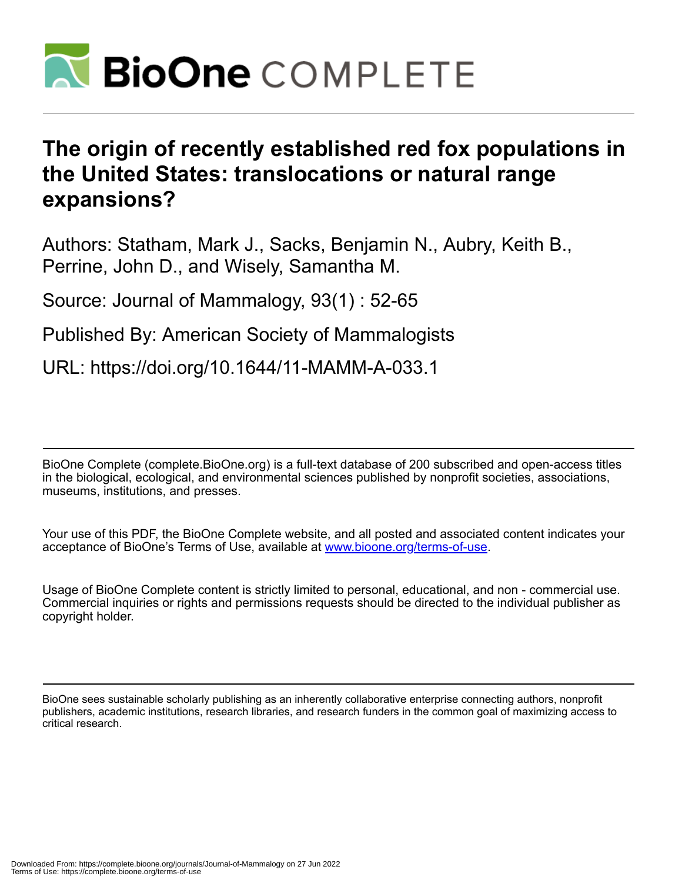# The origin of recently established red fox populations in the United States: translocations or natural range expansions?

Authors: Statham, Mark J., Sacks, Benjamin N., Aubry, Keith B., Perrine, John D., and Wisely, Samantha M.

Source: Journal of Mammalogy, 93(1) : 52-65

Published By: American Society of Mammalogists

URL: https://doi.org/10.1644/11-MAMM-A-033.1

---

BioOne Complete (complete.BioOne.org) is a full-text database of 200 subscribed and open-access titles in the biological, ecological, and environmental sciences published by nonprofit societies, associations, museums, institutions, and presses.

Your use of this PDF, the BioOne Complete website, and all posted and associated content indicates your acceptance of BioOne's Terms of Use, available at www.bioone.org/terms-of-use.

Usage of BioOne Complete content is strictly limited to personal, educational, and non - commercial use. Commercial inquiries or rights and permissions requests should be directed to the individual publisher as copyright holder.

---

BioOne sees sustainable scholarly publishing as an inherently collaborative enterprise connecting authors, nonprofit publishers, academic institutions, research libraries, and research funders in the common goal of maximizing access to critical research.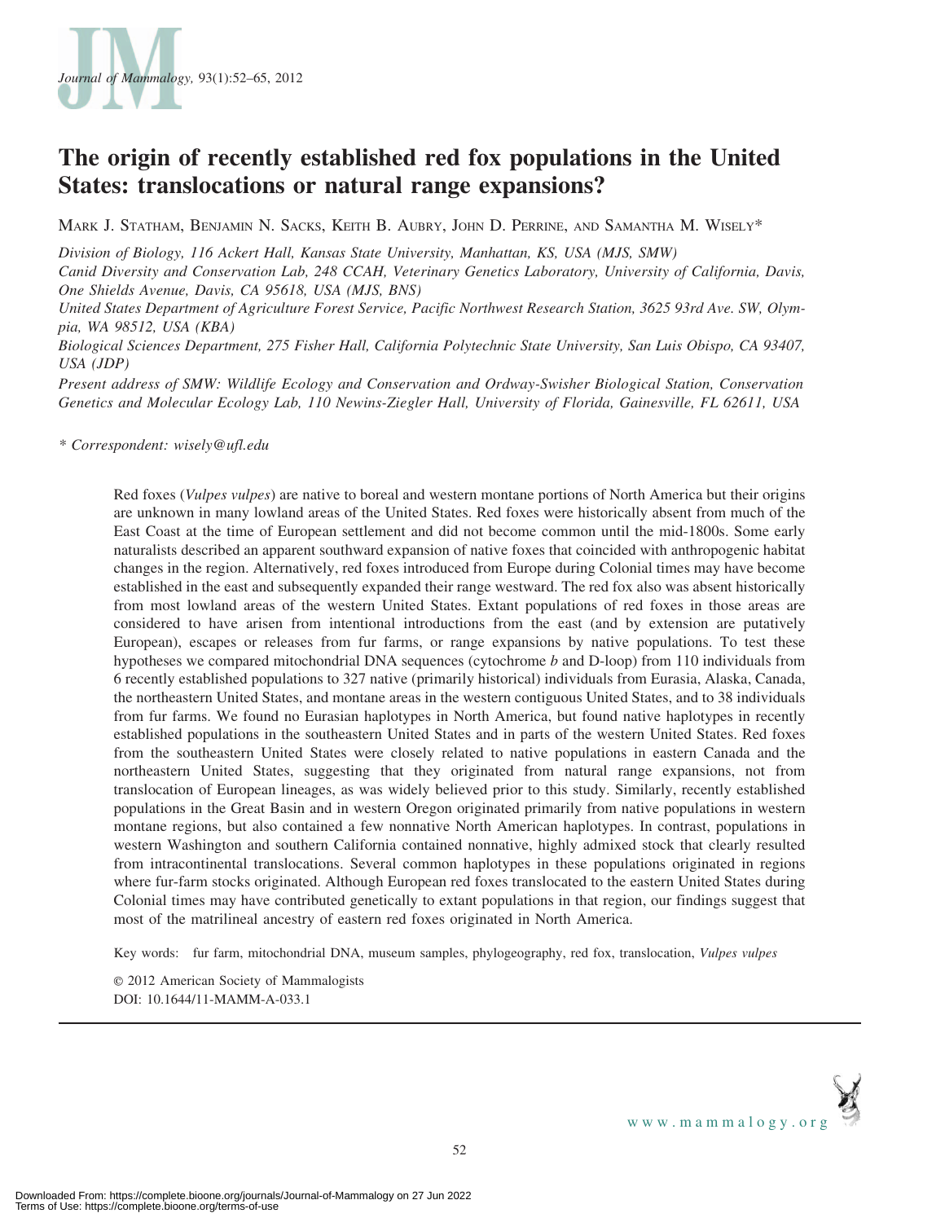# The origin of recently established red fox populations in the United States: translocations or natural range expansions?

Mark J. Statham, Benjamin N. Sacks, Keith B. Aubry, John D. Perrine, and Samantha M. Wisely*

*Division of Biology, 116 Ackert Hall, Kansas State University, Manhattan, KS, USA (MJS, SMW)*

*Canid Diversity and Conservation Lab, 248 CCAH, Veterinary Genetics Laboratory, University of California, Davis, One Shields Avenue, Davis, CA 95618, USA (MJS, BNS)*

*United States Department of Agriculture Forest Service, Pacific Northwest Research Station, 3625 93rd Ave. SW, Olympia, WA 98512, USA (KBA)*

*Biological Sciences Department, 275 Fisher Hall, California Polytechnic State University, San Luis Obispo, CA 93407, USA (JDP)*

*Present address of SMW: Wildlife Ecology and Conservation and Ordway-Swisher Biological Station, Conservation Genetics and Molecular Ecology Lab, 110 Newins-Ziegler Hall, University of Florida, Gainesville, FL 62611, USA*

*\* Correspondent: wisely@ufl.edu*

Red foxes (*Vulpes vulpes*) are native to boreal and western montane portions of North America but their origins are unknown in many lowland areas of the United States. Red foxes were historically absent from much of the East Coast at the time of European settlement and did not become common until the mid-1800s. Some early naturalists described an apparent southward expansion of native foxes that coincided with anthropogenic habitat changes in the region. Alternatively, red foxes introduced from Europe during Colonial times may have become established in the east and subsequently expanded their range westward. The red fox also was absent historically from most lowland areas of the western United States. Extant populations of red foxes in those areas are considered to have arisen from intentional introductions from the east (and by extension are putatively European), escapes or releases from fur farms, or range expansions by native populations. To test these hypotheses we compared mitochondrial DNA sequences (cytochrome *b* and D-loop) from 110 individuals from 6 recently established populations to 327 native (primarily historical) individuals from Eurasia, Alaska, Canada, the northeastern United States, and montane areas in the western contiguous United States, and to 38 individuals from fur farms. We found no Eurasian haplotypes in North America, but found native haplotypes in recently established populations in the southeastern United States and in parts of the western United States. Red foxes from the southeastern United States were closely related to native populations in eastern Canada and the northeastern United States, suggesting that they originated from natural range expansions, not from translocation of European lineages, as was widely believed prior to this study. Similarly, recently established populations in the Great Basin and in western Oregon originated primarily from native populations in western montane regions, but also contained a few nonnative North American haplotypes. In contrast, populations in western Washington and southern California contained nonnative, highly admixed stock that clearly resulted from intracontinental translocations. Several common haplotypes in these populations originated in regions where fur-farm stocks originated. Although European red foxes translocated to the eastern United States during Colonial times may have contributed genetically to extant populations in that region, our findings suggest that most of the matrilineal ancestry of eastern red foxes originated in North America.

Key words: fur farm, mitochondrial DNA, museum samples, phylogeography, red fox, translocation, *Vulpes vulpes*

© 2012 American Society of Mammalogists
DOI: 10.1644/11-MAMM-A-033.1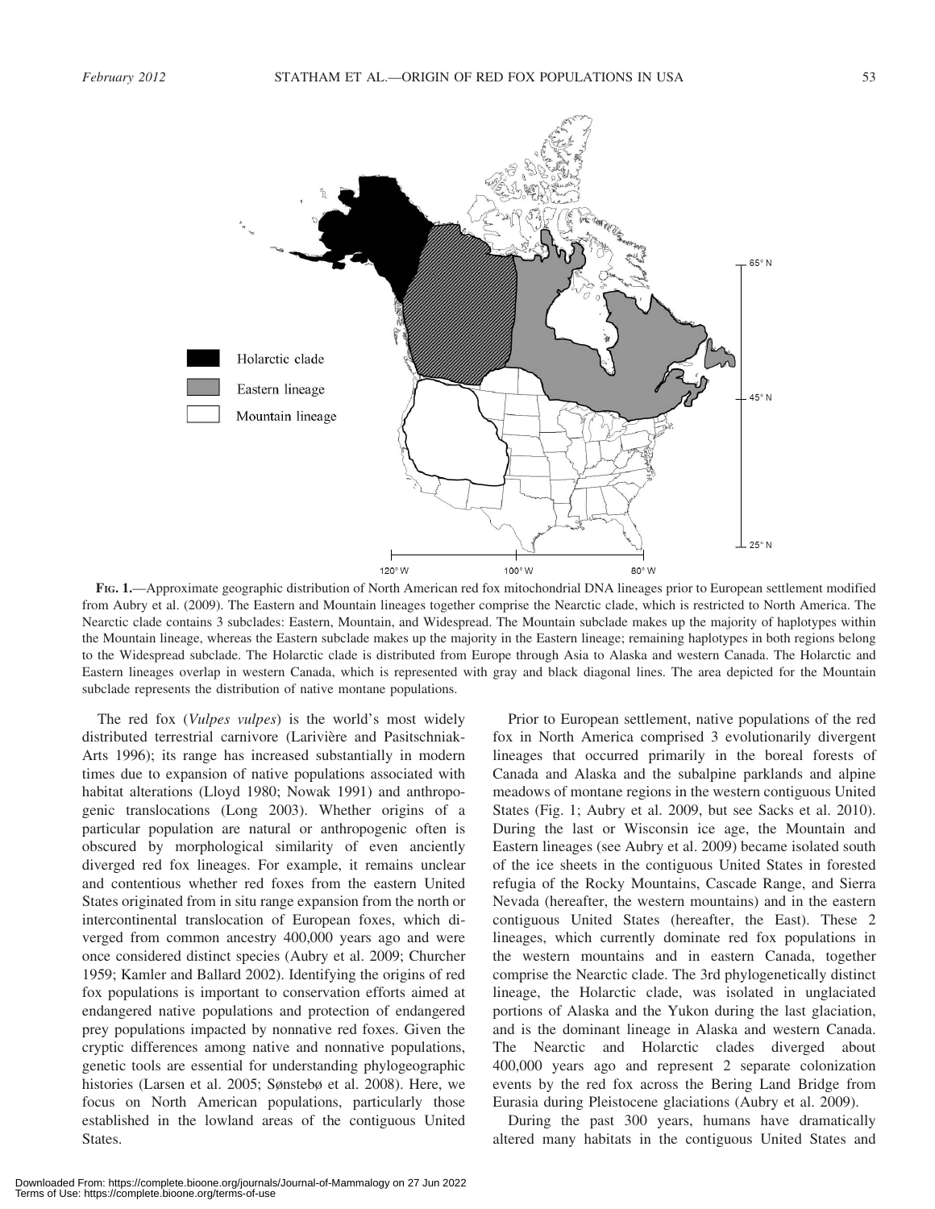**FIG. 1.**—Approximate geographic distribution of North American red fox mitochondrial DNA lineages prior to European settlement modified from Aubry et al. (2009). The Eastern and Mountain lineages together comprise the Nearctic clade, which is restricted to North America. The Nearctic clade contains 3 subclades: Eastern, Mountain, and Widespread. The Mountain subclade makes up the majority of haplotypes within the Mountain lineage, whereas the Eastern subclade makes up the majority in the Eastern lineage; remaining haplotypes in both regions belong to the Widespread subclade. The Holarctic clade is distributed from Europe through Asia to Alaska and western Canada. The Holarctic and Eastern lineages overlap in western Canada, which is represented with gray and black diagonal lines. The area depicted for the Mountain subclade represents the distribution of native montane populations.

The red fox (*Vulpes vulpes*) is the world's most widely distributed terrestrial carnivore (Larivière and Pasitschniak-Arts 1996); its range has increased substantially in modern times due to expansion of native populations associated with habitat alterations (Lloyd 1980; Nowak 1991) and anthropogenic translocations (Long 2003). Whether origins of a particular population are natural or anthropogenic often is obscured by morphological similarity of even anciently diverged red fox lineages. For example, it remains unclear and contentious whether red foxes from the eastern United States originated from in situ range expansion from the north or intercontinental translocation of European foxes, which diverged from common ancestry 400,000 years ago and were once considered distinct species (Aubry et al. 2009; Churcher 1959; Kamler and Ballard 2002). Identifying the origins of red fox populations is important to conservation efforts aimed at endangered native populations and protection of endangered prey populations impacted by nonnative red foxes. Given the cryptic differences among native and nonnative populations, genetic tools are essential for understanding phylogeographic histories (Larsen et al. 2005; Sønstebø et al. 2008). Here, we focus on North American populations, particularly those established in the lowland areas of the contiguous United States.

Prior to European settlement, native populations of the red fox in North America comprised 3 evolutionarily divergent lineages that occurred primarily in the boreal forests of Canada and Alaska and the subalpine parklands and alpine meadows of montane regions in the western contiguous United States (Fig. 1; Aubry et al. 2009, but see Sacks et al. 2010). During the last or Wisconsin ice age, the Mountain and Eastern lineages (see Aubry et al. 2009) became isolated south of the ice sheets in the contiguous United States in forested refugia of the Rocky Mountains, Cascade Range, and Sierra Nevada (hereafter, the western mountains) and in the eastern contiguous United States (hereafter, the East). These 2 lineages, which currently dominate red fox populations in the western mountains and in eastern Canada, together comprise the Nearctic clade. The 3rd phylogenetically distinct lineage, the Holarctic clade, was isolated in unglaciated portions of Alaska and the Yukon during the last glaciation, and is the dominant lineage in Alaska and western Canada. The Nearctic and Holarctic clades diverged about 400,000 years ago and represent 2 separate colonization events by the red fox across the Bering Land Bridge from Eurasia during Pleistocene glaciations (Aubry et al. 2009).

During the past 300 years, humans have dramatically altered many habitats in the contiguous United States and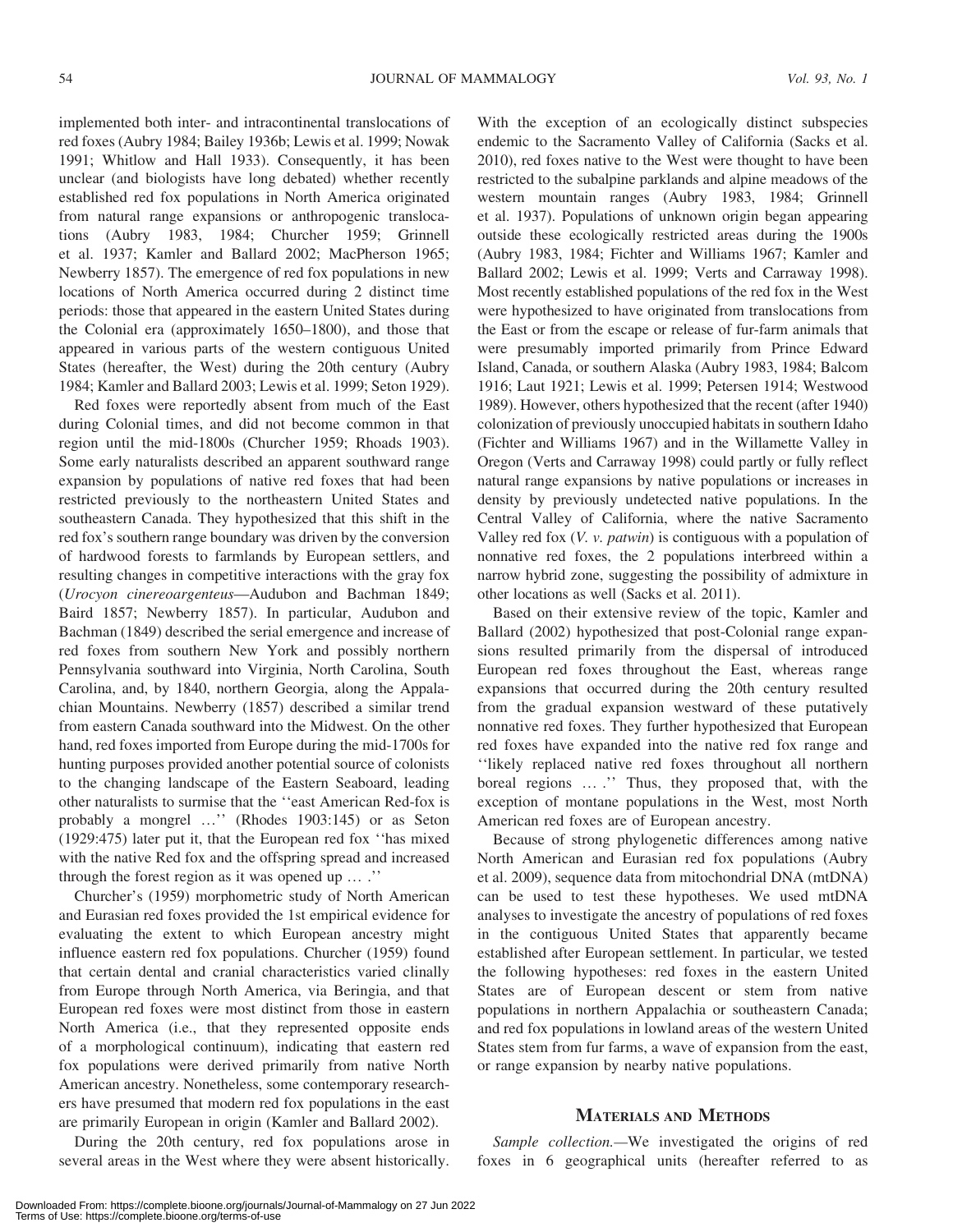implemented both inter- and intracontinental translocations of red foxes (Aubry 1984; Bailey 1936b; Lewis et al. 1999; Nowak 1991; Whitlow and Hall 1933). Consequently, it has been unclear (and biologists have long debated) whether recently established red fox populations in North America originated from natural range expansions or anthropogenic translocations (Aubry 1983, 1984; Churcher 1959; Grinnell et al. 1937; Kamler and Ballard 2002; MacPherson 1965; Newberry 1857). The emergence of red fox populations in new locations of North America occurred during 2 distinct time periods: those that appeared in the eastern United States during the Colonial era (approximately 1650–1800), and those that appeared in various parts of the western contiguous United States (hereafter, the West) during the 20th century (Aubry 1984; Kamler and Ballard 2003; Lewis et al. 1999; Seton 1929).

Red foxes were reportedly absent from much of the East during Colonial times, and did not become common in that region until the mid-1800s (Churcher 1959; Rhoads 1903). Some early naturalists described an apparent southward range expansion by populations of native red foxes that had been restricted previously to the northeastern United States and southeastern Canada. They hypothesized that this shift in the red fox's southern range boundary was driven by the conversion of hardwood forests to farmlands by European settlers, and resulting changes in competitive interactions with the gray fox (*Urocyon cinereoargenteus*—Audubon and Bachman 1849; Baird 1857; Newberry 1857). In particular, Audubon and Bachman (1849) described the serial emergence and increase of red foxes from southern New York and possibly northern Pennsylvania southward into Virginia, North Carolina, South Carolina, and, by 1840, northern Georgia, along the Appalachian Mountains. Newberry (1857) described a similar trend from eastern Canada southward into the Midwest. On the other hand, red foxes imported from Europe during the mid-1700s for hunting purposes provided another potential source of colonists to the changing landscape of the Eastern Seaboard, leading other naturalists to surmise that the ''east American Red-fox is probably a mongrel …'' (Rhodes 1903:145) or as Seton (1929:475) later put it, that the European red fox ''has mixed with the native Red fox and the offspring spread and increased through the forest region as it was opened up … .''

Churcher's (1959) morphometric study of North American and Eurasian red foxes provided the 1st empirical evidence for evaluating the extent to which European ancestry might influence eastern red fox populations. Churcher (1959) found that certain dental and cranial characteristics varied clinally from Europe through North America, via Beringia, and that European red foxes were most distinct from those in eastern North America (i.e., that they represented opposite ends of a morphological continuum), indicating that eastern red fox populations were derived primarily from native North American ancestry. Nonetheless, some contemporary researchers have presumed that modern red fox populations in the east are primarily European in origin (Kamler and Ballard 2002).

During the 20th century, red fox populations arose in several areas in the West where they were absent historically. With the exception of an ecologically distinct subspecies endemic to the Sacramento Valley of California (Sacks et al. 2010), red foxes native to the West were thought to have been restricted to the subalpine parklands and alpine meadows of the western mountain ranges (Aubry 1983, 1984; Grinnell et al. 1937). Populations of unknown origin began appearing outside these ecologically restricted areas during the 1900s (Aubry 1983, 1984; Fichter and Williams 1967; Kamler and Ballard 2002; Lewis et al. 1999; Verts and Carraway 1998). Most recently established populations of the red fox in the West were hypothesized to have originated from translocations from the East or from the escape or release of fur-farm animals that were presumably imported primarily from Prince Edward Island, Canada, or southern Alaska (Aubry 1983, 1984; Balcom 1916; Laut 1921; Lewis et al. 1999; Petersen 1914; Westwood 1989). However, others hypothesized that the recent (after 1940) colonization of previously unoccupied habitats in southern Idaho (Fichter and Williams 1967) and in the Willamette Valley in Oregon (Verts and Carraway 1998) could partly or fully reflect natural range expansions by native populations or increases in density by previously undetected native populations. In the Central Valley of California, where the native Sacramento Valley red fox (*V. v. patwin*) is contiguous with a population of nonnative red foxes, the 2 populations interbreed within a narrow hybrid zone, suggesting the possibility of admixture in other locations as well (Sacks et al. 2011).

Based on their extensive review of the topic, Kamler and Ballard (2002) hypothesized that post-Colonial range expansions resulted primarily from the dispersal of introduced European red foxes throughout the East, whereas range expansions that occurred during the 20th century resulted from the gradual expansion westward of these putatively nonnative red foxes. They further hypothesized that European red foxes have expanded into the native red fox range and ''likely replaced native red foxes throughout all northern boreal regions … .'' Thus, they proposed that, with the exception of montane populations in the West, most North American red foxes are of European ancestry.

Because of strong phylogenetic differences among native North American and Eurasian red fox populations (Aubry et al. 2009), sequence data from mitochondrial DNA (mtDNA) can be used to test these hypotheses. We used mtDNA analyses to investigate the ancestry of populations of red foxes in the contiguous United States that apparently became established after European settlement. In particular, we tested the following hypotheses: red foxes in the eastern United States are of European descent or stem from native populations in northern Appalachia or southeastern Canada; and red fox populations in lowland areas of the western United States stem from fur farms, a wave of expansion from the east, or range expansion by nearby native populations.

## Materials and Methods

*Sample collection.*—We investigated the origins of red foxes in 6 geographical units (hereafter referred to as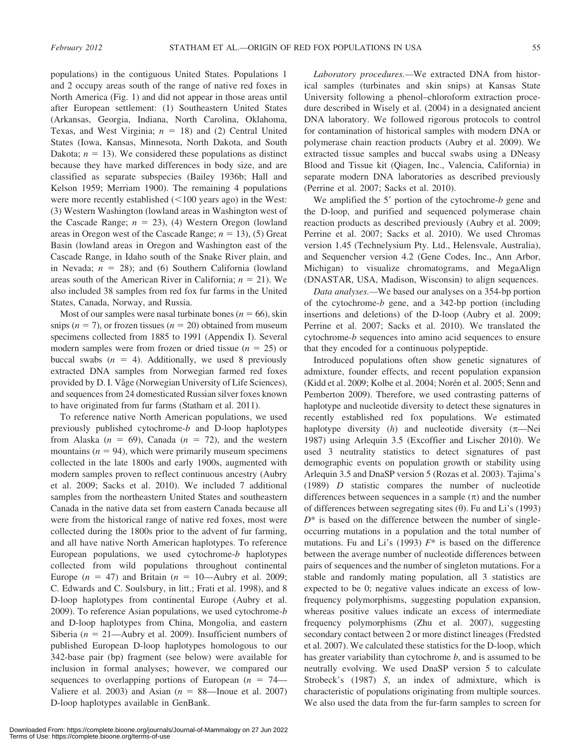populations) in the contiguous United States. Populations 1 and 2 occupy areas south of the range of native red foxes in North America (Fig. 1) and did not appear in those areas until after European settlement: (1) Southeastern United States (Arkansas, Georgia, Indiana, North Carolina, Oklahoma, Texas, and West Virginia; $n = 18$) and (2) Central United States (Iowa, Kansas, Minnesota, North Dakota, and South Dakota; $n = 13$). We considered these populations as distinct because they have marked differences in body size, and are classified as separate subspecies (Bailey 1936b; Hall and Kelson 1959; Merriam 1900). The remaining 4 populations were more recently established (<100 years ago) in the West: (3) Western Washington (lowland areas in Washington west of the Cascade Range; $n = 23$), (4) Western Oregon (lowland areas in Oregon west of the Cascade Range; $n = 13$), (5) Great Basin (lowland areas in Oregon and Washington east of the Cascade Range, in Idaho south of the Snake River plain, and in Nevada; $n = 28$); and (6) Southern California (lowland areas south of the American River in California; $n = 21$). We also included 38 samples from red fox fur farms in the United States, Canada, Norway, and Russia.

Most of our samples were nasal turbinate bones ($n = 66$), skin snips ($n = 7$), or frozen tissues ($n = 20$) obtained from museum specimens collected from 1885 to 1991 (Appendix I). Several modern samples were from frozen or dried tissue ($n = 25$) or buccal swabs ($n = 4$). Additionally, we used 8 previously extracted DNA samples from Norwegian farmed red foxes provided by D. I. Våge (Norwegian University of Life Sciences), and sequences from 24 domesticated Russian silver foxes known to have originated from fur farms (Statham et al. 2011).

To reference native North American populations, we used previously published cytochrome-*b* and D-loop haplotypes from Alaska ($n = 69$), Canada ($n = 72$), and the western mountains ($n = 94$), which were primarily museum specimens collected in the late 1800s and early 1900s, augmented with modern samples proven to reflect continuous ancestry (Aubry et al. 2009; Sacks et al. 2010). We included 7 additional samples from the northeastern United States and southeastern Canada in the native data set from eastern Canada because all were from the historical range of native red foxes, most were collected during the 1800s prior to the advent of fur farming, and all have native North American haplotypes. To reference European populations, we used cytochrome-*b* haplotypes collected from wild populations throughout continental Europe ($n = 47$) and Britain ($n = 10$—Aubry et al. 2009; C. Edwards and C. Soulsbury, in litt.; Frati et al. 1998), and 8 D-loop haplotypes from continental Europe (Aubry et al. 2009). To reference Asian populations, we used cytochrome-*b* and D-loop haplotypes from China, Mongolia, and eastern Siberia ($n = 21$—Aubry et al. 2009). Insufficient numbers of published European D-loop haplotypes homologous to our 342-base pair (bp) fragment (see below) were available for inclusion in formal analyses; however, we compared our sequences to overlapping portions of European ($n = 74$—Valiere et al. 2003) and Asian ($n = 88$—Inoue et al. 2007) D-loop haplotypes available in GenBank.

*Laboratory procedures.*—We extracted DNA from historical samples (turbinates and skin snips) at Kansas State University following a phenol–chloroform extraction procedure described in Wisely et al. (2004) in a designated ancient DNA laboratory. We followed rigorous protocols to control for contamination of historical samples with modern DNA or polymerase chain reaction products (Aubry et al. 2009). We extracted tissue samples and buccal swabs using a DNeasy Blood and Tissue kit (Qiagen, Inc., Valencia, California) in separate modern DNA laboratories as described previously (Perrine et al. 2007; Sacks et al. 2010).

We amplified the 5′ portion of the cytochrome-*b* gene and the D-loop, and purified and sequenced polymerase chain reaction products as described previously (Aubry et al. 2009; Perrine et al. 2007; Sacks et al. 2010). We used Chromas version 1.45 (Technelysium Pty. Ltd., Helensvale, Australia), and Sequencher version 4.2 (Gene Codes, Inc., Ann Arbor, Michigan) to visualize chromatograms, and MegaAlign (DNASTAR, USA, Madison, Wisconsin) to align sequences.

*Data analyses.*—We based our analyses on a 354-bp portion of the cytochrome-*b* gene, and a 342-bp portion (including insertions and deletions) of the D-loop (Aubry et al. 2009; Perrine et al. 2007; Sacks et al. 2010). We translated the cytochrome-*b* sequences into amino acid sequences to ensure that they encoded for a continuous polypeptide.

Introduced populations often show genetic signatures of admixture, founder effects, and recent population expansion (Kidd et al. 2009; Kolbe et al. 2004; Norén et al. 2005; Senn and Pemberton 2009). Therefore, we used contrasting patterns of haplotype and nucleotide diversity to detect these signatures in recently established red fox populations. We estimated haplotype diversity ($h$) and nucleotide diversity ($\pi$—Nei 1987) using Arlequin 3.5 (Excoffier and Lischer 2010). We used 3 neutrality statistics to detect signatures of past demographic events on population growth or stability using Arlequin 3.5 and DnaSP version 5 (Rozas et al. 2003). Tajima's (1989) $D$ statistic compares the number of nucleotide differences between sequences in a sample ($\pi$) and the number of differences between segregating sites ($\theta$). Fu and Li's (1993) $D^*$ is based on the difference between the number of single-occurring mutations in a population and the total number of mutations. Fu and Li's (1993) $F^*$ is based on the difference between the average number of nucleotide differences between pairs of sequences and the number of singleton mutations. For a stable and randomly mating population, all 3 statistics are expected to be 0; negative values indicate an excess of low-frequency polymorphisms, suggesting population expansion, whereas positive values indicate an excess of intermediate frequency polymorphisms (Zhu et al. 2007), suggesting secondary contact between 2 or more distinct lineages (Fredsted et al. 2007). We calculated these statistics for the D-loop, which has greater variability than cytochrome *b*, and is assumed to be neutrally evolving. We used DnaSP version 5 to calculate Strobeck's (1987) $S$, an index of admixture, which is characteristic of populations originating from multiple sources. We also used the data from the fur-farm samples to screen for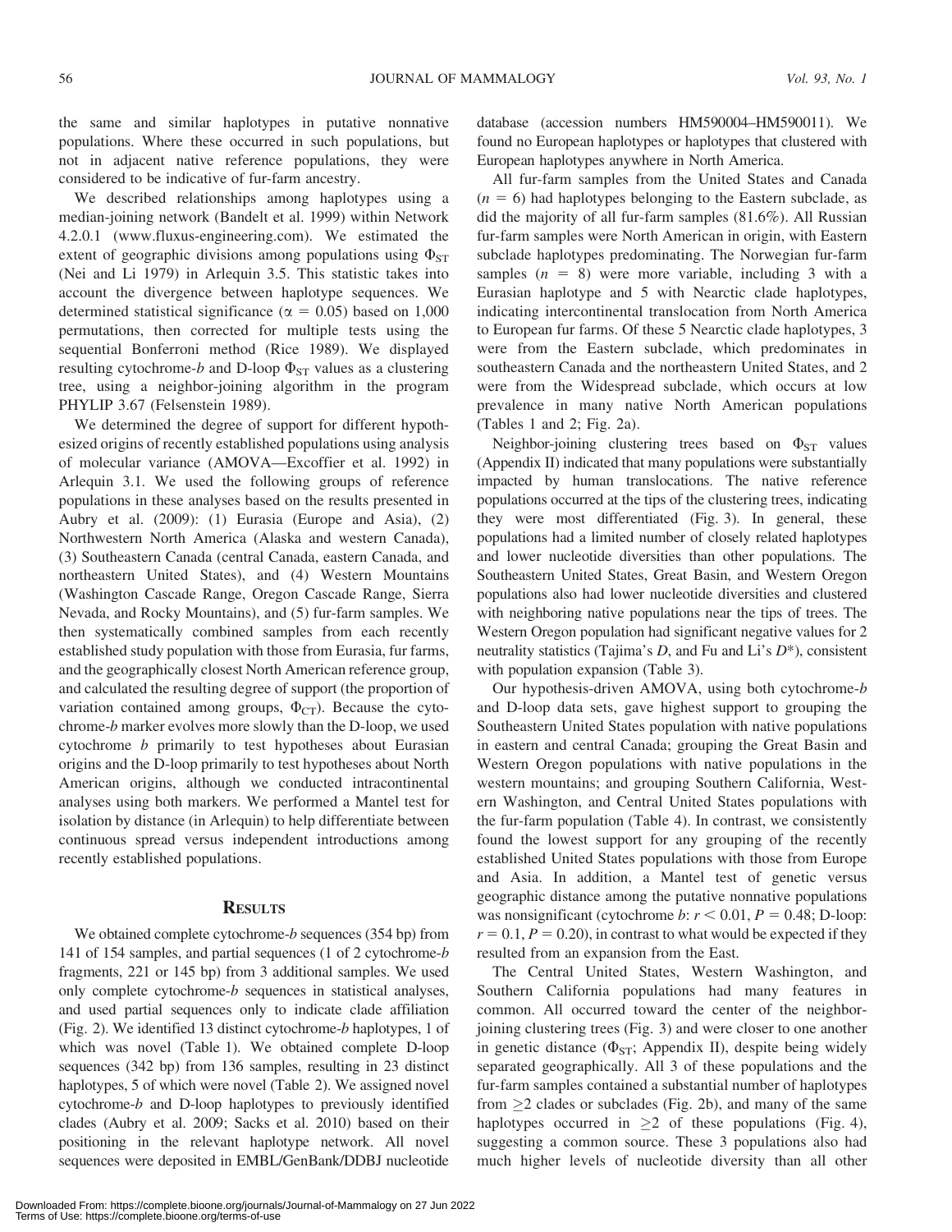the same and similar haplotypes in putative nonnative populations. Where these occurred in such populations, but not in adjacent native reference populations, they were considered to be indicative of fur-farm ancestry.

We described relationships among haplotypes using a median-joining network (Bandelt et al. 1999) within Network 4.2.0.1 (www.fluxus-engineering.com). We estimated the extent of geographic divisions among populations using $\Phi_{ST}$ (Nei and Li 1979) in Arlequin 3.5. This statistic takes into account the divergence between haplotype sequences. We determined statistical significance ($\alpha = 0.05$) based on 1,000 permutations, then corrected for multiple tests using the sequential Bonferroni method (Rice 1989). We displayed resulting cytochrome-*b* and D-loop $\Phi_{ST}$ values as a clustering tree, using a neighbor-joining algorithm in the program PHYLIP 3.67 (Felsenstein 1989).

We determined the degree of support for different hypothesized origins of recently established populations using analysis of molecular variance (AMOVA—Excoffier et al. 1992) in Arlequin 3.1. We used the following groups of reference populations in these analyses based on the results presented in Aubry et al. (2009): (1) Eurasia (Europe and Asia), (2) Northwestern North America (Alaska and western Canada), (3) Southeastern Canada (central Canada, eastern Canada, and northeastern United States), and (4) Western Mountains (Washington Cascade Range, Oregon Cascade Range, Sierra Nevada, and Rocky Mountains), and (5) fur-farm samples. We then systematically combined samples from each recently established study population with those from Eurasia, fur farms, and the geographically closest North American reference group, and calculated the resulting degree of support (the proportion of variation contained among groups, $\Phi_{CT}$). Because the cytochrome-*b* marker evolves more slowly than the D-loop, we used cytochrome *b* primarily to test hypotheses about Eurasian origins and the D-loop primarily to test hypotheses about North American origins, although we conducted intracontinental analyses using both markers. We performed a Mantel test for isolation by distance (in Arlequin) to help differentiate between continuous spread versus independent introductions among recently established populations.

## Results

We obtained complete cytochrome-*b* sequences (354 bp) from 141 of 154 samples, and partial sequences (1 of 2 cytochrome-*b* fragments, 221 or 145 bp) from 3 additional samples. We used only complete cytochrome-*b* sequences in statistical analyses, and used partial sequences only to indicate clade affiliation (Fig. 2). We identified 13 distinct cytochrome-*b* haplotypes, 1 of which was novel (Table 1). We obtained complete D-loop sequences (342 bp) from 136 samples, resulting in 23 distinct haplotypes, 5 of which were novel (Table 2). We assigned novel cytochrome-*b* and D-loop haplotypes to previously identified clades (Aubry et al. 2009; Sacks et al. 2010) based on their positioning in the relevant haplotype network. All novel sequences were deposited in EMBL/GenBank/DDBJ nucleotide database (accession numbers HM590004–HM590011). We found no European haplotypes or haplotypes that clustered with European haplotypes anywhere in North America.

All fur-farm samples from the United States and Canada ($n = 6$) had haplotypes belonging to the Eastern subclade, as did the majority of all fur-farm samples (81.6%). All Russian fur-farm samples were North American in origin, with Eastern subclade haplotypes predominating. The Norwegian fur-farm samples ($n = 8$) were more variable, including 3 with a Eurasian haplotype and 5 with Nearctic clade haplotypes, indicating intercontinental translocation from North America to European fur farms. Of these 5 Nearctic clade haplotypes, 3 were from the Eastern subclade, which predominates in southeastern Canada and the northeastern United States, and 2 were from the Widespread subclade, which occurs at low prevalence in many native North American populations (Tables 1 and 2; Fig. 2a).

Neighbor-joining clustering trees based on $\Phi_{ST}$ values (Appendix II) indicated that many populations were substantially impacted by human translocations. The native reference populations occurred at the tips of the clustering trees, indicating they were most differentiated (Fig. 3). In general, these populations had a limited number of closely related haplotypes and lower nucleotide diversities than other populations. The Southeastern United States, Great Basin, and Western Oregon populations also had lower nucleotide diversities and clustered with neighboring native populations near the tips of trees. The Western Oregon population had significant negative values for 2 neutrality statistics (Tajima's *D*, and Fu and Li's $D^*$), consistent with population expansion (Table 3).

Our hypothesis-driven AMOVA, using both cytochrome-*b* and D-loop data sets, gave highest support to grouping the Southeastern United States population with native populations in eastern and central Canada; grouping the Great Basin and Western Oregon populations with native populations in the western mountains; and grouping Southern California, Western Washington, and Central United States populations with the fur-farm population (Table 4). In contrast, we consistently found the lowest support for any grouping of the recently established United States populations with those from Europe and Asia. In addition, a Mantel test of genetic versus geographic distance among the putative nonnative populations was nonsignificant (cytochrome *b*: $r < 0.01$, $P = 0.48$; D-loop: $r = 0.1$, $P = 0.20$), in contrast to what would be expected if they resulted from an expansion from the East.

The Central United States, Western Washington, and Southern California populations had many features in common. All occurred toward the center of the neighbor-joining clustering trees (Fig. 3) and were closer to one another in genetic distance ($\Phi_{ST}$; Appendix II), despite being widely separated geographically. All 3 of these populations and the fur-farm samples contained a substantial number of haplotypes from $\geq 2$ clades or subclades (Fig. 2b), and many of the same haplotypes occurred in $\geq 2$ of these populations (Fig. 4), suggesting a common source. These 3 populations also had much higher levels of nucleotide diversity than all other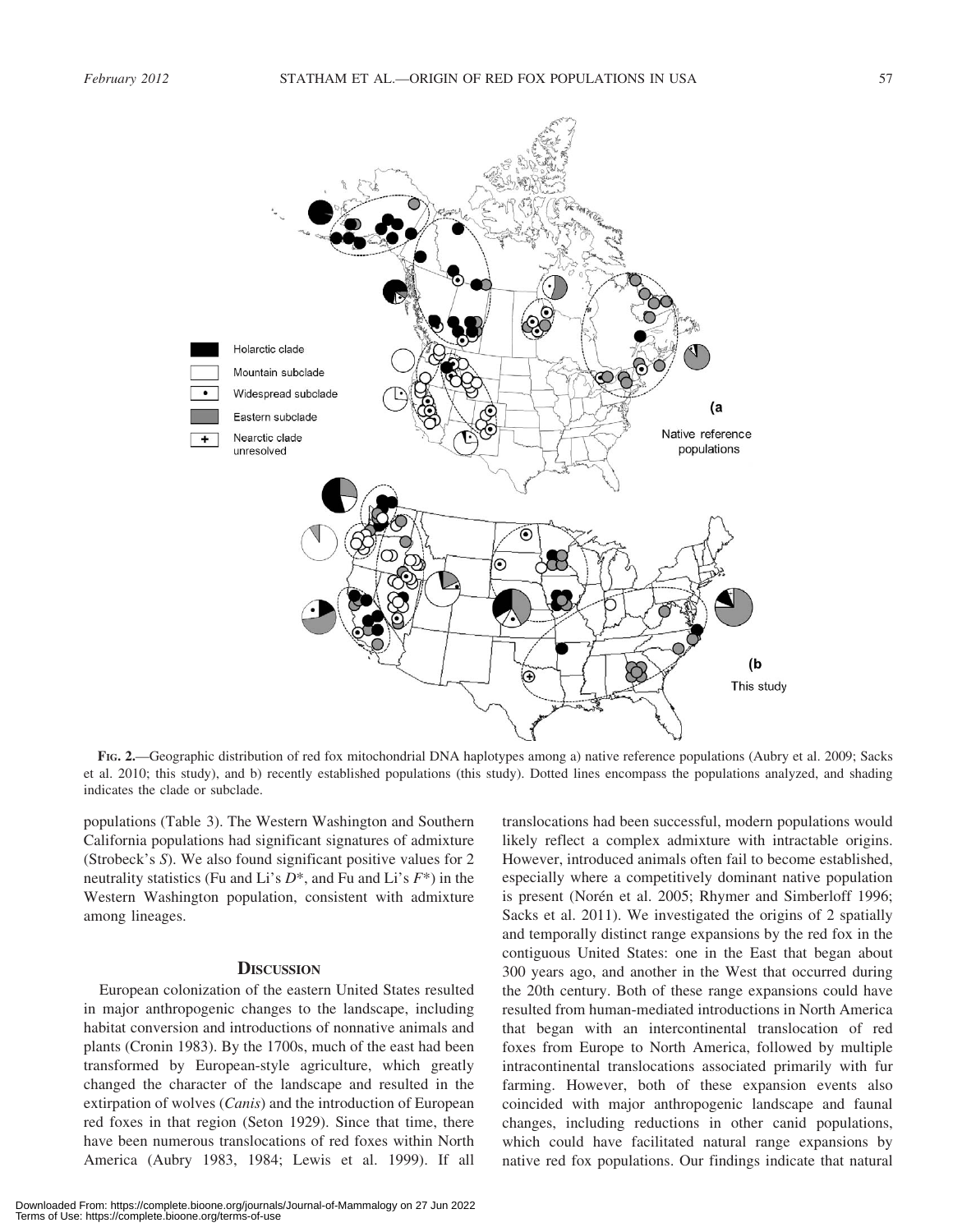FIG. 2.—Geographic distribution of red fox mitochondrial DNA haplotypes among a) native reference populations (Aubry et al. 2009; Sacks et al. 2010; this study), and b) recently established populations (this study). Dotted lines encompass the populations analyzed, and shading indicates the clade or subclade.

populations (Table 3). The Western Washington and Southern California populations had significant signatures of admixture (Strobeck's *S*). We also found significant positive values for 2 neutrality statistics (Fu and Li's $D^*$, and Fu and Li's $F^*$) in the Western Washington population, consistent with admixture among lineages.

## DISCUSSION

European colonization of the eastern United States resulted in major anthropogenic changes to the landscape, including habitat conversion and introductions of nonnative animals and plants (Cronin 1983). By the 1700s, much of the east had been transformed by European-style agriculture, which greatly changed the character of the landscape and resulted in the extirpation of wolves (*Canis*) and the introduction of European red foxes in that region (Seton 1929). Since that time, there have been numerous translocations of red foxes within North America (Aubry 1983, 1984; Lewis et al. 1999). If all translocations had been successful, modern populations would likely reflect a complex admixture with intractable origins. However, introduced animals often fail to become established, especially where a competitively dominant native population is present (Norén et al. 2005; Rhymer and Simberloff 1996; Sacks et al. 2011). We investigated the origins of 2 spatially and temporally distinct range expansions by the red fox in the contiguous United States: one in the East that began about 300 years ago, and another in the West that occurred during the 20th century. Both of these range expansions could have resulted from human-mediated introductions in North America that began with an intercontinental translocation of red foxes from Europe to North America, followed by multiple intracontinental translocations associated primarily with fur farming. However, both of these expansion events also coincided with major anthropogenic landscape and faunal changes, including reductions in other canid populations, which could have facilitated natural range expansions by native red fox populations. Our findings indicate that natural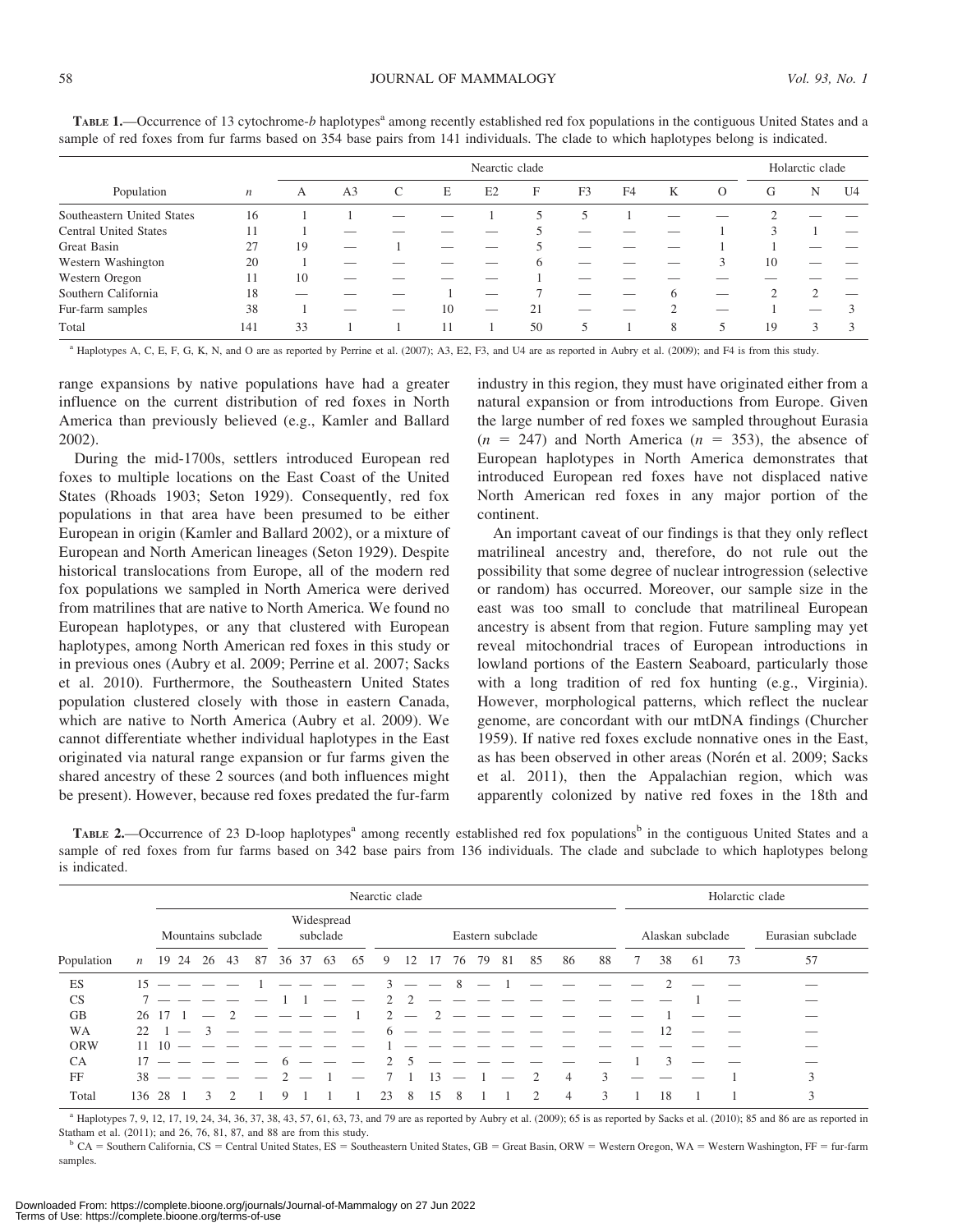**TABLE 1.**—Occurrence of 13 cytochrome-*b* haplotypes[a] among recently established red fox populations in the contiguous United States and a sample of red foxes from fur farms based on 354 base pairs from 141 individuals. The clade to which haplotypes belong is indicated.

| Population | *n* | Nearctic clade | | | | | | | | | | Holarctic clade | | |
|---|---|---|---|---|---|---|---|---|---|---|---|---|---|---|
| | | A | A3 | C | E | E2 | F | F3 | F4 | K | O | G | N | U4 |
| Southeastern United States | 16 | 1 | 1 | — | — | 1 | 5 | 5 | 1 | — | — | 2 | — | — |
| Central United States | 11 | 1 | — | — | — | — | 5 | — | — | — | 1 | 3 | 1 | — |
| Great Basin | 27 | 19 | — | 1 | — | — | 5 | — | — | — | 1 | 1 | — | — |
| Western Washington | 20 | 1 | — | — | — | — | 6 | — | — | — | 3 | 10 | — | — |
| Western Oregon | 11 | 10 | — | — | — | — | 1 | — | — | — | — | — | — | — |
| Southern California | 18 | — | — | — | 1 | — | 7 | — | — | 6 | — | 2 | 2 | — |
| Fur-farm samples | 38 | 1 | — | — | 10 | — | 21 | — | — | 2 | — | 1 | — | 3 |
| Total | 141 | 33 | 1 | 1 | 11 | 1 | 50 | 5 | 1 | 8 | 5 | 19 | 3 | 3 |

[a] Haplotypes A, C, E, F, G, K, N, and O are as reported by Perrine et al. (2007); A3, E2, F3, and U4 are as reported in Aubry et al. (2009); and F4 is from this study.

range expansions by native populations have had a greater influence on the current distribution of red foxes in North America than previously believed (e.g., Kamler and Ballard 2002).

During the mid-1700s, settlers introduced European red foxes to multiple locations on the East Coast of the United States (Rhoads 1903; Seton 1929). Consequently, red fox populations in that area have been presumed to be either European in origin (Kamler and Ballard 2002), or a mixture of European and North American lineages (Seton 1929). Despite historical translocations from Europe, all of the modern red fox populations we sampled in North America were derived from matrilines that are native to North America. We found no European haplotypes, or any that clustered with European haplotypes, among North American red foxes in this study or in previous ones (Aubry et al. 2009; Perrine et al. 2007; Sacks et al. 2010). Furthermore, the Southeastern United States population clustered closely with those in eastern Canada, which are native to North America (Aubry et al. 2009). We cannot differentiate whether individual haplotypes in the East originated via natural range expansion or fur farms given the shared ancestry of these 2 sources (and both influences might be present). However, because red foxes predated the fur-farm industry in this region, they must have originated either from a natural expansion or from introductions from Europe. Given the large number of red foxes we sampled throughout Eurasia ($n = 247$) and North America ($n = 353$), the absence of European haplotypes in North America demonstrates that introduced European red foxes have not displaced native North American red foxes in any major portion of the continent.

An important caveat of our findings is that they only reflect matrilineal ancestry and, therefore, do not rule out the possibility that some degree of nuclear introgression (selective or random) has occurred. Moreover, our sample size in the east was too small to conclude that matrilineal European ancestry is absent from that region. Future sampling may yet reveal mitochondrial traces of European introductions in lowland portions of the Eastern Seaboard, particularly those with a long tradition of red fox hunting (e.g., Virginia). However, morphological patterns, which reflect the nuclear genome, are concordant with our mtDNA findings (Churcher 1959). If native red foxes exclude nonnative ones in the East, as has been observed in other areas (Norén et al. 2009; Sacks et al. 2011), then the Appalachian region, which was apparently colonized by native red foxes in the 18th and

**TABLE 2.**—Occurrence of 23 D-loop haplotypes[a] among recently established red fox populations[b] in the contiguous United States and a sample of red foxes from fur farms based on 342 base pairs from 136 individuals. The clade and subclade to which haplotypes belong is indicated.

| Population | *n* | Nearctic clade | | | | | | | | | | | | | | | | | | Holarctic clade | | | | |
|---|---|---|---|---|---|---|---|---|---|---|---|---|---|---|---|---|---|---|---|---|---|---|---|---|
| | | Mountains subclade | | | | | Widespread subclade | | | | Eastern subclade | | | | | | | | | Alaskan subclade | | | | Eurasian subclade |
| | | 19 | 24 | 26 | 43 | 87 | 36 | 37 | 63 | 65 | 9 | 12 | 17 | 76 | 79 | 81 | 85 | 86 | 88 | 7 | 38 | 61 | 73 | 57 |
| ES | 15 | — | — | — | — | 1 | — | — | — | — | 3 | — | — | 8 | — | 1 | — | — | — | — | 2 | — | — | — |
| CS | 7 | — | — | — | — | — | 1 | 1 | — | — | 2 | 2 | — | — | — | — | — | — | — | — | — | 1 | — | — |
| GB | 26 | 17 | 1 | — | 2 | — | — | — | — | 1 | 2 | — | 2 | — | — | — | — | — | — | — | 1 | — | — | — |
| WA | 22 | 1 | — | 3 | — | — | — | — | — | — | 6 | — | — | — | — | — | — | — | — | — | 12 | — | — | — |
| ORW | 11 | 10 | — | — | — | — | — | — | — | — | 1 | — | — | — | — | — | — | — | — | — | — | — | — | — |
| CA | 17 | — | — | — | — | — | 6 | — | — | — | 2 | 5 | — | — | — | — | — | — | — | 1 | 3 | — | — | — |
| FF | 38 | — | — | — | — | — | 2 | — | 1 | — | 7 | 1 | 13 | — | 1 | — | 2 | 4 | 3 | — | — | — | 1 | 3 |
| Total | 136 | 28 | 1 | 3 | 2 | 1 | 9 | 1 | 1 | 1 | 23 | 8 | 15 | 8 | 1 | 1 | 2 | 4 | 3 | 1 | 18 | 1 | 1 | 3 |

[a] Haplotypes 7, 9, 12, 17, 19, 24, 34, 36, 37, 38, 43, 57, 61, 63, 73, and 79 are as reported by Aubry et al. (2009); 65 is as reported by Sacks et al. (2010); 85 and 86 are as reported in Statham et al. (2011); and 26, 76, 81, 87, and 88 are from this study.

[b] CA = Southern California, CS = Central United States, ES = Southeastern United States, GB = Great Basin, ORW = Western Oregon, WA = Western Washington, FF = fur-farm samples.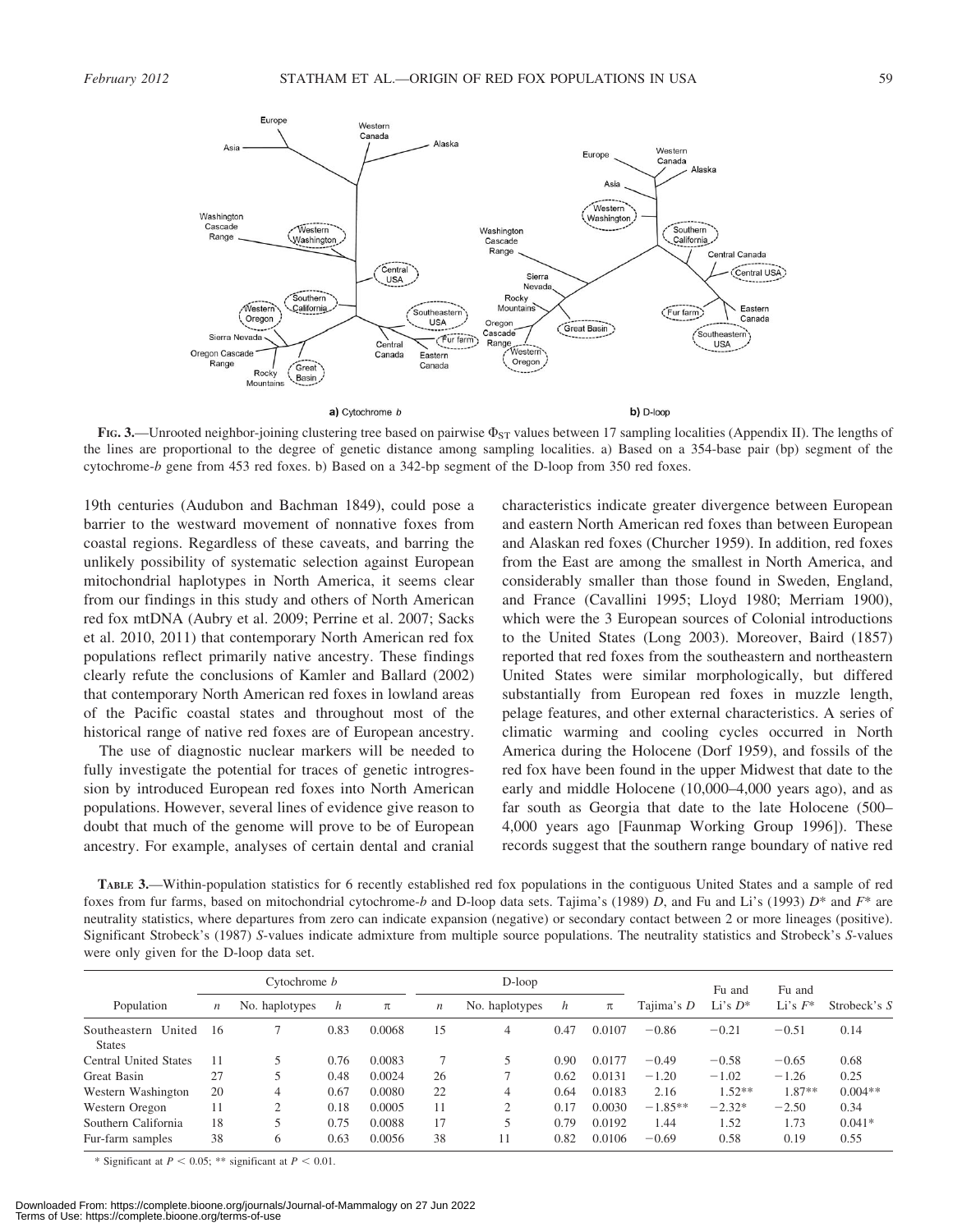FIG. 3.—Unrooted neighbor-joining clustering tree based on pairwise $\Phi_{ST}$ values between 17 sampling localities (Appendix II). The lengths of the lines are proportional to the degree of genetic distance among sampling localities. a) Based on a 354-base pair (bp) segment of the cytochrome-*b* gene from 453 red foxes. b) Based on a 342-bp segment of the D-loop from 350 red foxes.

19th centuries (Audubon and Bachman 1849), could pose a barrier to the westward movement of nonnative foxes from coastal regions. Regardless of these caveats, and barring the unlikely possibility of systematic selection against European mitochondrial haplotypes in North America, it seems clear from our findings in this study and others of North American red fox mtDNA (Aubry et al. 2009; Perrine et al. 2007; Sacks et al. 2010, 2011) that contemporary North American red fox populations reflect primarily native ancestry. These findings clearly refute the conclusions of Kamler and Ballard (2002) that contemporary North American red foxes in lowland areas of the Pacific coastal states and throughout most of the historical range of native red foxes are of European ancestry.

The use of diagnostic nuclear markers will be needed to fully investigate the potential for traces of genetic introgression by introduced European red foxes into North American populations. However, several lines of evidence give reason to doubt that much of the genome will prove to be of European ancestry. For example, analyses of certain dental and cranial characteristics indicate greater divergence between European and eastern North American red foxes than between European and Alaskan red foxes (Churcher 1959). In addition, red foxes from the East are among the smallest in North America, and considerably smaller than those found in Sweden, England, and France (Cavallini 1995; Lloyd 1980; Merriam 1900), which were the 3 European sources of Colonial introductions to the United States (Long 2003). Moreover, Baird (1857) reported that red foxes from the southeastern and northeastern United States were similar morphologically, but differed substantially from European red foxes in muzzle length, pelage features, and other external characteristics. A series of climatic warming and cooling cycles occurred in North America during the Holocene (Dorf 1959), and fossils of the red fox have been found in the upper Midwest that date to the early and middle Holocene (10,000–4,000 years ago), and as far south as Georgia that date to the late Holocene (500–4,000 years ago [Faunmap Working Group 1996]). These records suggest that the southern range boundary of native red

TABLE 3.—Within-population statistics for 6 recently established red fox populations in the contiguous United States and a sample of red foxes from fur farms, based on mitochondrial cytochrome-*b* and D-loop data sets. Tajima's (1989) *D*, and Fu and Li's (1993) $D^*$ and $F^*$ are neutrality statistics, where departures from zero can indicate expansion (negative) or secondary contact between 2 or more lineages (positive). Significant Strobeck's (1987) *S*-values indicate admixture from multiple source populations. The neutrality statistics and Strobeck's *S*-values were only given for the D-loop data set.

| Population | Cytochrome *b* | | | | D-loop | | | | Tajima's *D* | Fu and Li's $D^*$ | Fu and Li's $F^*$ | Strobeck's *S* |
|---|---|---|---|---|---|---|---|---|---|---|---|---|
| | *n* | No. haplotypes | *h* | $\pi$ | *n* | No. haplotypes | *h* | $\pi$ | | | | |
| Southeastern United States | 16 | 7 | 0.83 | 0.0068 | 15 | 4 | 0.47 | 0.0107 | −0.86 | −0.21 | −0.51 | 0.14 |
| Central United States | 11 | 5 | 0.76 | 0.0083 | 7 | 5 | 0.90 | 0.0177 | −0.49 | −0.58 | −0.65 | 0.68 |
| Great Basin | 27 | 5 | 0.48 | 0.0024 | 26 | 7 | 0.62 | 0.0131 | −1.20 | −1.02 | −1.26 | 0.25 |
| Western Washington | 20 | 4 | 0.67 | 0.0080 | 22 | 4 | 0.64 | 0.0183 | 2.16 | 1.52** | 1.87** | 0.004** |
| Western Oregon | 11 | 2 | 0.18 | 0.0005 | 11 | 2 | 0.17 | 0.0030 | −1.85** | −2.32* | −2.50 | 0.34 |
| Southern California | 18 | 5 | 0.75 | 0.0088 | 17 | 5 | 0.79 | 0.0192 | 1.44 | 1.52 | 1.73 | 0.041* |
| Fur-farm samples | 38 | 6 | 0.63 | 0.0056 | 38 | 11 | 0.82 | 0.0106 | −0.69 | 0.58 | 0.19 | 0.55 |

* Significant at $P < 0.05$; ** significant at $P < 0.01$.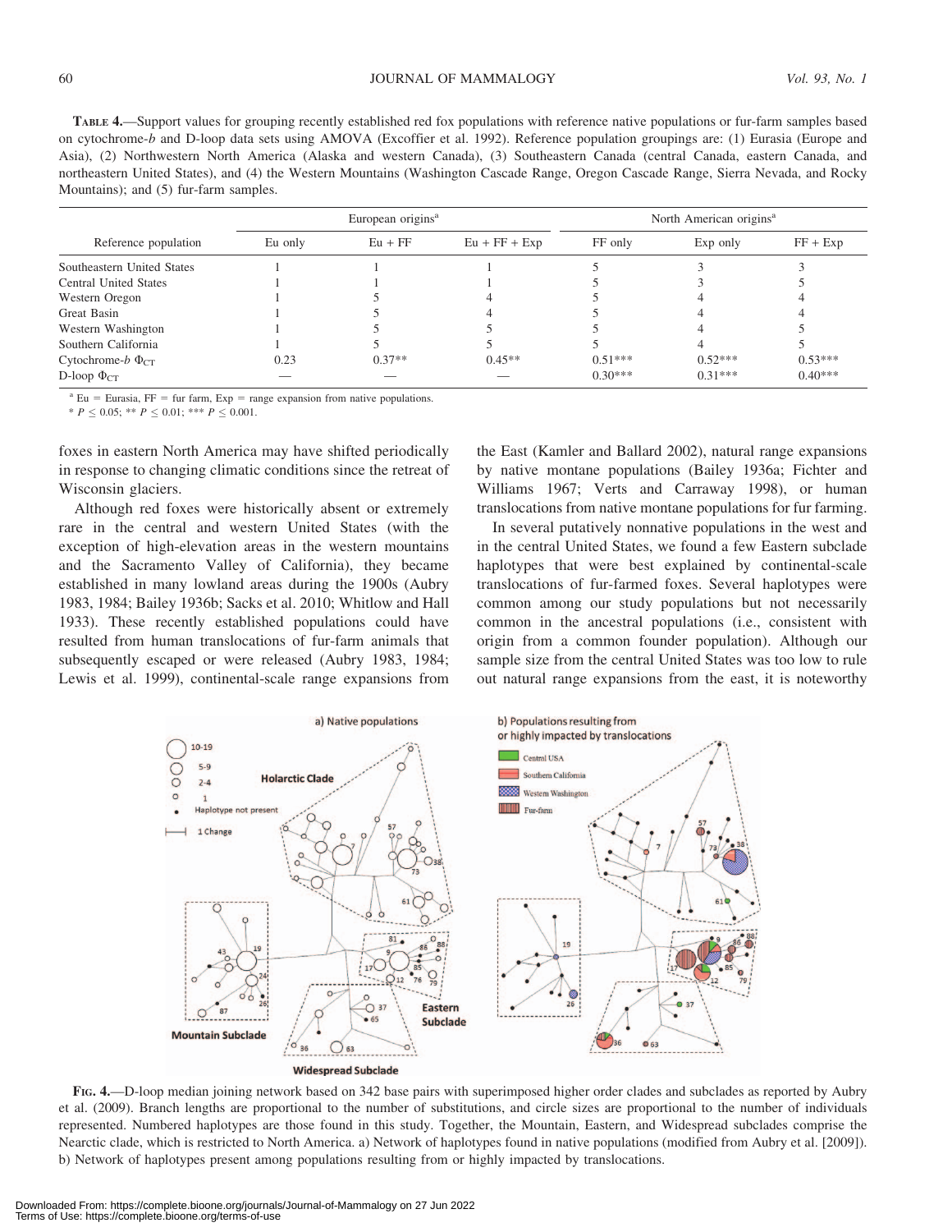**TABLE 4.**—Support values for grouping recently established red fox populations with reference native populations or fur-farm samples based on cytochrome-*b* and D-loop data sets using AMOVA (Excoffier et al. 1992). Reference population groupings are: (1) Eurasia (Europe and Asia), (2) Northwestern North America (Alaska and western Canada), (3) Southeastern Canada (central Canada, eastern Canada, and northeastern United States), and (4) the Western Mountains (Washington Cascade Range, Oregon Cascade Range, Sierra Nevada, and Rocky Mountains); and (5) fur-farm samples.

| Reference population | European origins[a] | | | North American origins[a] | | |
|---|---|---|---|---|---|---|
| | Eu only | Eu + FF | Eu + FF + Exp | FF only | Exp only | FF + Exp |
| Southeastern United States | 1 | 1 | 1 | 5 | 3 | 3 |
| Central United States | 1 | 1 | 1 | 5 | 3 | 5 |
| Western Oregon | 1 | 5 | 4 | 5 | 4 | 4 |
| Great Basin | 1 | 5 | 4 | 5 | 4 | 4 |
| Western Washington | 1 | 5 | 5 | 5 | 4 | 5 |
| Southern California | 1 | 5 | 5 | 5 | 4 | 5 |
| Cytochrome-*b* $\Phi_{CT}$ | 0.23 | 0.37** | 0.45** | 0.51*** | 0.52*** | 0.53*** |
| D-loop $\Phi_{CT}$ | — | — | — | 0.30*** | 0.31*** | 0.40*** |

[a] Eu = Eurasia, FF = fur farm, Exp = range expansion from native populations.

* $P \leq 0.05$; ** $P \leq 0.01$; *** $P \leq 0.001$.

foxes in eastern North America may have shifted periodically in response to changing climatic conditions since the retreat of Wisconsin glaciers.

Although red foxes were historically absent or extremely rare in the central and western United States (with the exception of high-elevation areas in the western mountains and the Sacramento Valley of California), they became established in many lowland areas during the 1900s (Aubry 1983, 1984; Bailey 1936b; Sacks et al. 2010; Whitlow and Hall 1933). These recently established populations could have resulted from human translocations of fur-farm animals that subsequently escaped or were released (Aubry 1983, 1984; Lewis et al. 1999), continental-scale range expansions from the East (Kamler and Ballard 2002), natural range expansions by native montane populations (Bailey 1936a; Fichter and Williams 1967; Verts and Carraway 1998), or human translocations from native montane populations for fur farming.

In several putatively nonnative populations in the west and in the central United States, we found a few Eastern subclade haplotypes that were best explained by continental-scale translocations of fur-farmed foxes. Several haplotypes were common among our study populations but not necessarily common in the ancestral populations (i.e., consistent with origin from a common founder population). Although our sample size from the central United States was too low to rule out natural range expansions from the east, it is noteworthy

**FIG. 4.**—D-loop median joining network based on 342 base pairs with superimposed higher order clades and subclades as reported by Aubry et al. (2009). Branch lengths are proportional to the number of substitutions, and circle sizes are proportional to the number of individuals represented. Numbered haplotypes are those found in this study. Together, the Mountain, Eastern, and Widespread subclades comprise the Nearctic clade, which is restricted to North America. a) Network of haplotypes found in native populations (modified from Aubry et al. [2009]). b) Network of haplotypes present among populations resulting from or highly impacted by translocations.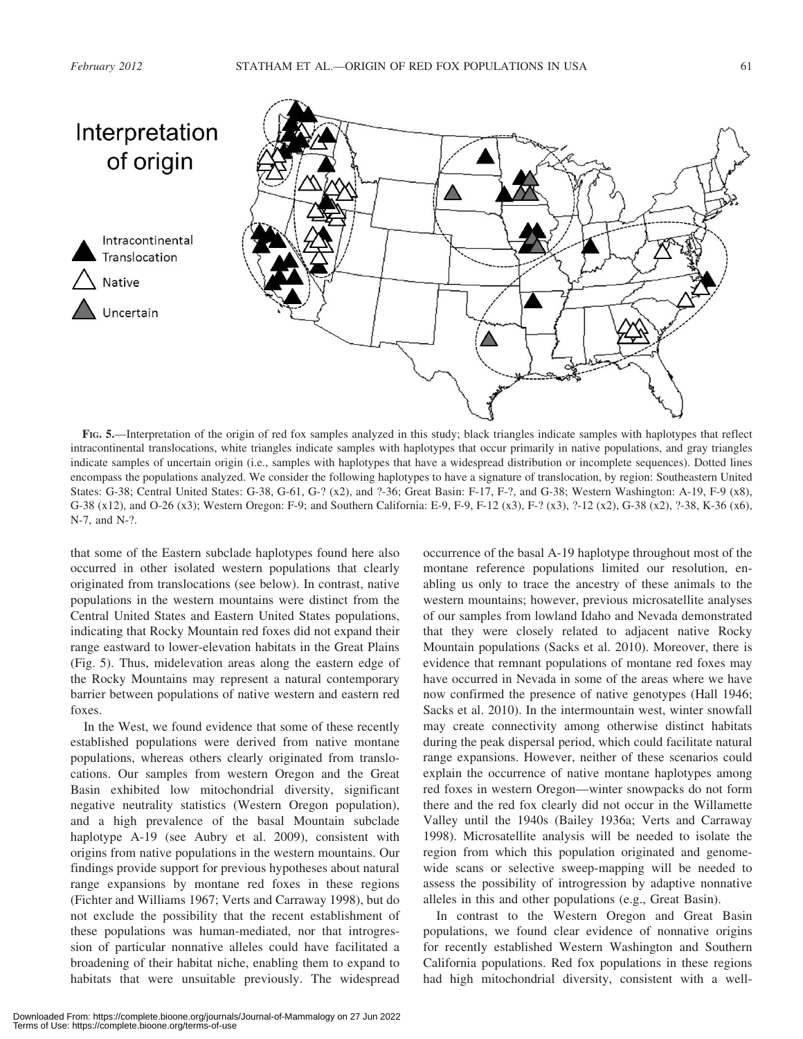**FIG. 5.**—Interpretation of the origin of red fox samples analyzed in this study; black triangles indicate samples with haplotypes that reflect intracontinental translocations, white triangles indicate samples with haplotypes that occur primarily in native populations, and gray triangles indicate samples of uncertain origin (i.e., samples with haplotypes that have a widespread distribution or incomplete sequences). Dotted lines encompass the populations analyzed. We consider the following haplotypes to have a signature of translocation, by region: Southeastern United States: G-38; Central United States: G-38, G-61, G-? (x2), and ?-36; Great Basin: F-17, F-?, and G-38; Western Washington: A-19, F-9 (x8), G-38 (x12), and O-26 (x3); Western Oregon: F-9; and Southern California: E-9, F-9, F-12 (x3), F-? (x3), ?-12 (x2), G-38 (x2), ?-38, K-36 (x6), N-7, and N-?.

that some of the Eastern subclade haplotypes found here also occurred in other isolated western populations that clearly originated from translocations (see below). In contrast, native populations in the western mountains were distinct from the Central United States and Eastern United States populations, indicating that Rocky Mountain red foxes did not expand their range eastward to lower-elevation habitats in the Great Plains (Fig. 5). Thus, midelevation areas along the eastern edge of the Rocky Mountains may represent a natural contemporary barrier between populations of native western and eastern red foxes.

In the West, we found evidence that some of these recently established populations were derived from native montane populations, whereas others clearly originated from translocations. Our samples from western Oregon and the Great Basin exhibited low mitochondrial diversity, significant negative neutrality statistics (Western Oregon population), and a high prevalence of the basal Mountain subclade haplotype A-19 (see Aubry et al. 2009), consistent with origins from native populations in the western mountains. Our findings provide support for previous hypotheses about natural range expansions by montane red foxes in these regions (Fichter and Williams 1967; Verts and Carraway 1998), but do not exclude the possibility that the recent establishment of these populations was human-mediated, nor that introgression of particular nonnative alleles could have facilitated a broadening of their habitat niche, enabling them to expand to habitats that were unsuitable previously. The widespread occurrence of the basal A-19 haplotype throughout most of the montane reference populations limited our resolution, enabling us only to trace the ancestry of these animals to the western mountains; however, previous microsatellite analyses of our samples from lowland Idaho and Nevada demonstrated that they were closely related to adjacent native Rocky Mountain populations (Sacks et al. 2010). Moreover, there is evidence that remnant populations of montane red foxes may have occurred in Nevada in some of the areas where we have now confirmed the presence of native genotypes (Hall 1946; Sacks et al. 2010). In the intermountain west, winter snowfall may create connectivity among otherwise distinct habitats during the peak dispersal period, which could facilitate natural range expansions. However, neither of these scenarios could explain the occurrence of native montane haplotypes among red foxes in western Oregon—winter snowpacks do not form there and the red fox clearly did not occur in the Willamette Valley until the 1940s (Bailey 1936a; Verts and Carraway 1998). Microsatellite analysis will be needed to isolate the region from which this population originated and genome-wide scans or selective sweep-mapping will be needed to assess the possibility of introgression by adaptive nonnative alleles in this and other populations (e.g., Great Basin).

In contrast to the Western Oregon and Great Basin populations, we found clear evidence of nonnative origins for recently established Western Washington and Southern California populations. Red fox populations in these regions had high mitochondrial diversity, consistent with a well-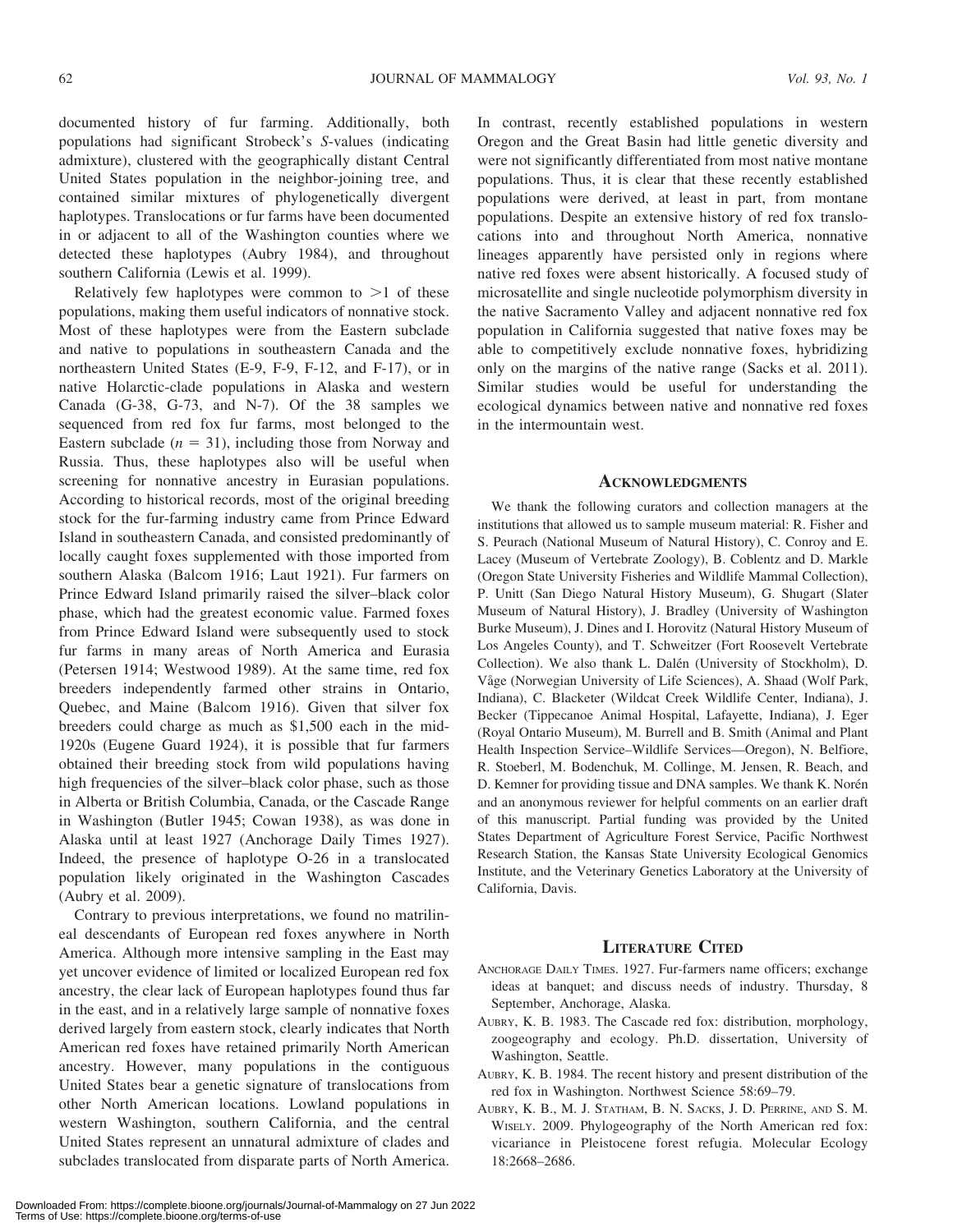documented history of fur farming. Additionally, both populations had significant Strobeck's *S*-values (indicating admixture), clustered with the geographically distant Central United States population in the neighbor-joining tree, and contained similar mixtures of phylogenetically divergent haplotypes. Translocations or fur farms have been documented in or adjacent to all of the Washington counties where we detected these haplotypes (Aubry 1984), and throughout southern California (Lewis et al. 1999).

Relatively few haplotypes were common to >1 of these populations, making them useful indicators of nonnative stock. Most of these haplotypes were from the Eastern subclade and native to populations in southeastern Canada and the northeastern United States (E-9, F-9, F-12, and F-17), or in native Holarctic-clade populations in Alaska and western Canada (G-38, G-73, and N-7). Of the 38 samples we sequenced from red fox fur farms, most belonged to the Eastern subclade ($n = 31$), including those from Norway and Russia. Thus, these haplotypes also will be useful when screening for nonnative ancestry in Eurasian populations. According to historical records, most of the original breeding stock for the fur-farming industry came from Prince Edward Island in southeastern Canada, and consisted predominantly of locally caught foxes supplemented with those imported from southern Alaska (Balcom 1916; Laut 1921). Fur farmers on Prince Edward Island primarily raised the silver–black color phase, which had the greatest economic value. Farmed foxes from Prince Edward Island were subsequently used to stock fur farms in many areas of North America and Eurasia (Petersen 1914; Westwood 1989). At the same time, red fox breeders independently farmed other strains in Ontario, Quebec, and Maine (Balcom 1916). Given that silver fox breeders could charge as much as $1,500 each in the mid-1920s (Eugene Guard 1924), it is possible that fur farmers obtained their breeding stock from wild populations having high frequencies of the silver–black color phase, such as those in Alberta or British Columbia, Canada, or the Cascade Range in Washington (Butler 1945; Cowan 1938), as was done in Alaska until at least 1927 (Anchorage Daily Times 1927). Indeed, the presence of haplotype O-26 in a translocated population likely originated in the Washington Cascades (Aubry et al. 2009).

Contrary to previous interpretations, we found no matrilineal descendants of European red foxes anywhere in North America. Although more intensive sampling in the East may yet uncover evidence of limited or localized European red fox ancestry, the clear lack of European haplotypes found thus far in the east, and in a relatively large sample of nonnative foxes derived largely from eastern stock, clearly indicates that North American red foxes have retained primarily North American ancestry. However, many populations in the contiguous United States bear a genetic signature of translocations from other North American locations. Lowland populations in western Washington, southern California, and the central United States represent an unnatural admixture of clades and subclades translocated from disparate parts of North America. In contrast, recently established populations in western Oregon and the Great Basin had little genetic diversity and were not significantly differentiated from most native montane populations. Thus, it is clear that these recently established populations were derived, at least in part, from montane populations. Despite an extensive history of red fox translocations into and throughout North America, nonnative lineages apparently have persisted only in regions where native red foxes were absent historically. A focused study of microsatellite and single nucleotide polymorphism diversity in the native Sacramento Valley and adjacent nonnative red fox population in California suggested that native foxes may be able to competitively exclude nonnative foxes, hybridizing only on the margins of the native range (Sacks et al. 2011). Similar studies would be useful for understanding the ecological dynamics between native and nonnative red foxes in the intermountain west.

## Acknowledgments

We thank the following curators and collection managers at the institutions that allowed us to sample museum material: R. Fisher and S. Peurach (National Museum of Natural History), C. Conroy and E. Lacey (Museum of Vertebrate Zoology), B. Coblentz and D. Markle (Oregon State University Fisheries and Wildlife Mammal Collection), P. Unitt (San Diego Natural History Museum), G. Shugart (Slater Museum of Natural History), J. Bradley (University of Washington Burke Museum), J. Dines and I. Horovitz (Natural History Museum of Los Angeles County), and T. Schweitzer (Fort Roosevelt Vertebrate Collection). We also thank L. Dalén (University of Stockholm), D. Våge (Norwegian University of Life Sciences), A. Shaad (Wolf Park, Indiana), C. Blacketer (Wildcat Creek Wildlife Center, Indiana), J. Becker (Tippecanoe Animal Hospital, Lafayette, Indiana), J. Eger (Royal Ontario Museum), M. Burrell and B. Smith (Animal and Plant Health Inspection Service–Wildlife Services—Oregon), N. Belfiore, R. Stoeberl, M. Bodenchuk, M. Collinge, M. Jensen, R. Beach, and D. Kemner for providing tissue and DNA samples. We thank K. Norén and an anonymous reviewer for helpful comments on an earlier draft of this manuscript. Partial funding was provided by the United States Department of Agriculture Forest Service, Pacific Northwest Research Station, the Kansas State University Ecological Genomics Institute, and the Veterinary Genetics Laboratory at the University of California, Davis.

## Literature Cited

- Anchorage Daily Times. 1927. Fur-farmers name officers; exchange ideas at banquet; and discuss needs of industry. Thursday, 8 September, Anchorage, Alaska.
- Aubry, K. B. 1983. The Cascade red fox: distribution, morphology, zoogeography and ecology. Ph.D. dissertation, University of Washington, Seattle.
- Aubry, K. B. 1984. The recent history and present distribution of the red fox in Washington. Northwest Science 58:69–79.
- Aubry, K. B., M. J. Statham, B. N. Sacks, J. D. Perrine, and S. M. Wisely. 2009. Phylogeography of the North American red fox: vicariance in Pleistocene forest refugia. Molecular Ecology 18:2668–2686.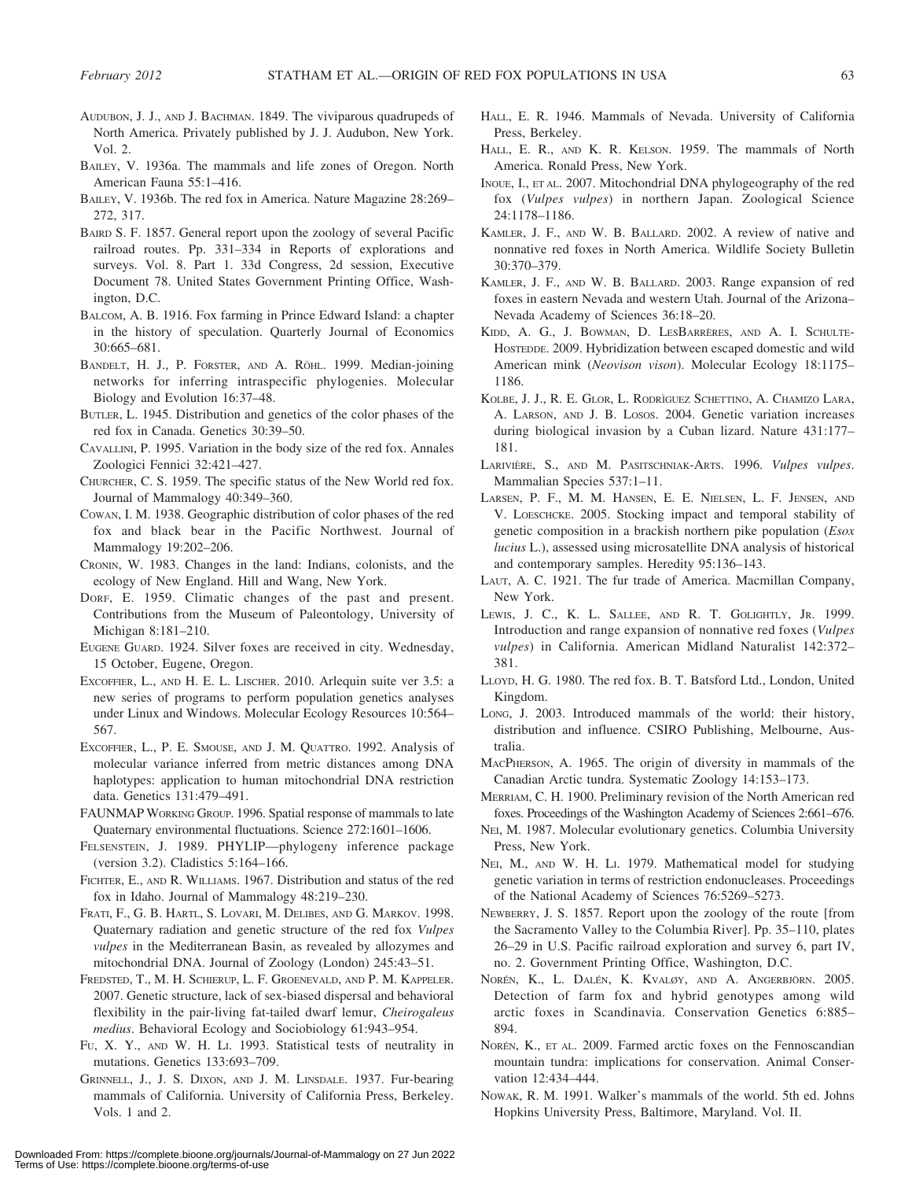AUDUBON, J. J., AND J. BACHMAN. 1849. The viviparous quadrupeds of North America. Privately published by J. J. Audubon, New York. Vol. 2.

BAILEY, V. 1936a. The mammals and life zones of Oregon. North American Fauna 55:1–416.

BAILEY, V. 1936b. The red fox in America. Nature Magazine 28:269–272, 317.

BAIRD S. F. 1857. General report upon the zoology of several Pacific railroad routes. Pp. 331–334 in Reports of explorations and surveys. Vol. 8. Part 1. 33d Congress, 2d session, Executive Document 78. United States Government Printing Office, Washington, D.C.

BALCOM, A. B. 1916. Fox farming in Prince Edward Island: a chapter in the history of speculation. Quarterly Journal of Economics 30:665–681.

BANDELT, H. J., P. FORSTER, AND A. RÖHL. 1999. Median-joining networks for inferring intraspecific phylogenies. Molecular Biology and Evolution 16:37–48.

BUTLER, L. 1945. Distribution and genetics of the color phases of the red fox in Canada. Genetics 30:39–50.

CAVALLINI, P. 1995. Variation in the body size of the red fox. Annales Zoologici Fennici 32:421–427.

CHURCHER, C. S. 1959. The specific status of the New World red fox. Journal of Mammalogy 40:349–360.

COWAN, I. M. 1938. Geographic distribution of color phases of the red fox and black bear in the Pacific Northwest. Journal of Mammalogy 19:202–206.

CRONIN, W. 1983. Changes in the land: Indians, colonists, and the ecology of New England. Hill and Wang, New York.

DORF, E. 1959. Climatic changes of the past and present. Contributions from the Museum of Paleontology, University of Michigan 8:181–210.

EUGENE GUARD. 1924. Silver foxes are received in city. Wednesday, 15 October, Eugene, Oregon.

EXCOFFIER, L., AND H. E. L. LISCHER. 2010. Arlequin suite ver 3.5: a new series of programs to perform population genetics analyses under Linux and Windows. Molecular Ecology Resources 10:564–567.

EXCOFFIER, L., P. E. SMOUSE, AND J. M. QUATTRO. 1992. Analysis of molecular variance inferred from metric distances among DNA haplotypes: application to human mitochondrial DNA restriction data. Genetics 131:479–491.

FAUNMAP WORKING GROUP. 1996. Spatial response of mammals to late Quaternary environmental fluctuations. Science 272:1601–1606.

FELSENSTEIN, J. 1989. PHYLIP—phylogeny inference package (version 3.2). Cladistics 5:164–166.

FICHTER, E., AND R. WILLIAMS. 1967. Distribution and status of the red fox in Idaho. Journal of Mammalogy 48:219–230.

FRATI, F., G. B. HARTL, S. LOVARI, M. DELIBES, AND G. MARKOV. 1998. Quaternary radiation and genetic structure of the red fox *Vulpes vulpes* in the Mediterranean Basin, as revealed by allozymes and mitochondrial DNA. Journal of Zoology (London) 245:43–51.

FREDSTED, T., M. H. SCHIERUP, L. F. GROENEVALD, AND P. M. KAPPELER. 2007. Genetic structure, lack of sex-biased dispersal and behavioral flexibility in the pair-living fat-tailed dwarf lemur, *Cheirogaleus medius*. Behavioral Ecology and Sociobiology 61:943–954.

FU, X. Y., AND W. H. LI. 1993. Statistical tests of neutrality in mutations. Genetics 133:693–709.

GRINNELL, J., J. S. DIXON, AND J. M. LINSDALE. 1937. Fur-bearing mammals of California. University of California Press, Berkeley. Vols. 1 and 2.

HALL, E. R. 1946. Mammals of Nevada. University of California Press, Berkeley.

HALL, E. R., AND K. R. KELSON. 1959. The mammals of North America. Ronald Press, New York.

INOUE, I., ET AL. 2007. Mitochondrial DNA phylogeography of the red fox (*Vulpes vulpes*) in northern Japan. Zoological Science 24:1178–1186.

KAMLER, J. F., AND W. B. BALLARD. 2002. A review of native and nonnative red foxes in North America. Wildlife Society Bulletin 30:370–379.

KAMLER, J. F., AND W. B. BALLARD. 2003. Range expansion of red foxes in eastern Nevada and western Utah. Journal of the Arizona–Nevada Academy of Sciences 36:18–20.

KIDD, A. G., J. BOWMAN, D. LESBARRÈRES, AND A. I. SCHULTE-HOSTEDDE. 2009. Hybridization between escaped domestic and wild American mink (*Neovison vison*). Molecular Ecology 18:1175–1186.

KOLBE, J. J., R. E. GLOR, L. RODRÌGUEZ SCHETTINO, A. CHAMIZO LARA, A. LARSON, AND J. B. LOSOS. 2004. Genetic variation increases during biological invasion by a Cuban lizard. Nature 431:177–181.

LARIVIÈRE, S., AND M. PASITSCHNIAK-ARTS. 1996. *Vulpes vulpes*. Mammalian Species 537:1–11.

LARSEN, P. F., M. M. HANSEN, E. E. NIELSEN, L. F. JENSEN, AND V. LOESCHCKE. 2005. Stocking impact and temporal stability of genetic composition in a brackish northern pike population (*Esox lucius* L.), assessed using microsatellite DNA analysis of historical and contemporary samples. Heredity 95:136–143.

LAUT, A. C. 1921. The fur trade of America. Macmillan Company, New York.

LEWIS, J. C., K. L. SALLEE, AND R. T. GOLIGHTLY, JR. 1999. Introduction and range expansion of nonnative red foxes (*Vulpes vulpes*) in California. American Midland Naturalist 142:372–381.

LLOYD, H. G. 1980. The red fox. B. T. Batsford Ltd., London, United Kingdom.

LONG, J. 2003. Introduced mammals of the world: their history, distribution and influence. CSIRO Publishing, Melbourne, Australia.

MACPHERSON, A. 1965. The origin of diversity in mammals of the Canadian Arctic tundra. Systematic Zoology 14:153–173.

MERRIAM, C. H. 1900. Preliminary revision of the North American red foxes. Proceedings of the Washington Academy of Sciences 2:661–676.

NEI, M. 1987. Molecular evolutionary genetics. Columbia University Press, New York.

NEI, M., AND W. H. LI. 1979. Mathematical model for studying genetic variation in terms of restriction endonucleases. Proceedings of the National Academy of Sciences 76:5269–5273.

NEWBERRY, J. S. 1857. Report upon the zoology of the route [from the Sacramento Valley to the Columbia River]. Pp. 35–110, plates 26–29 in U.S. Pacific railroad exploration and survey 6, part IV, no. 2. Government Printing Office, Washington, D.C.

NORÉN, K., L. DALÉN, K. KVALØY, AND A. ANGERBJÖRN. 2005. Detection of farm fox and hybrid genotypes among wild arctic foxes in Scandinavia. Conservation Genetics 6:885–894.

NORÉN, K., ET AL. 2009. Farmed arctic foxes on the Fennoscandian mountain tundra: implications for conservation. Animal Conservation 12:434–444.

NOWAK, R. M. 1991. Walker's mammals of the world. 5th ed. Johns Hopkins University Press, Baltimore, Maryland. Vol. II.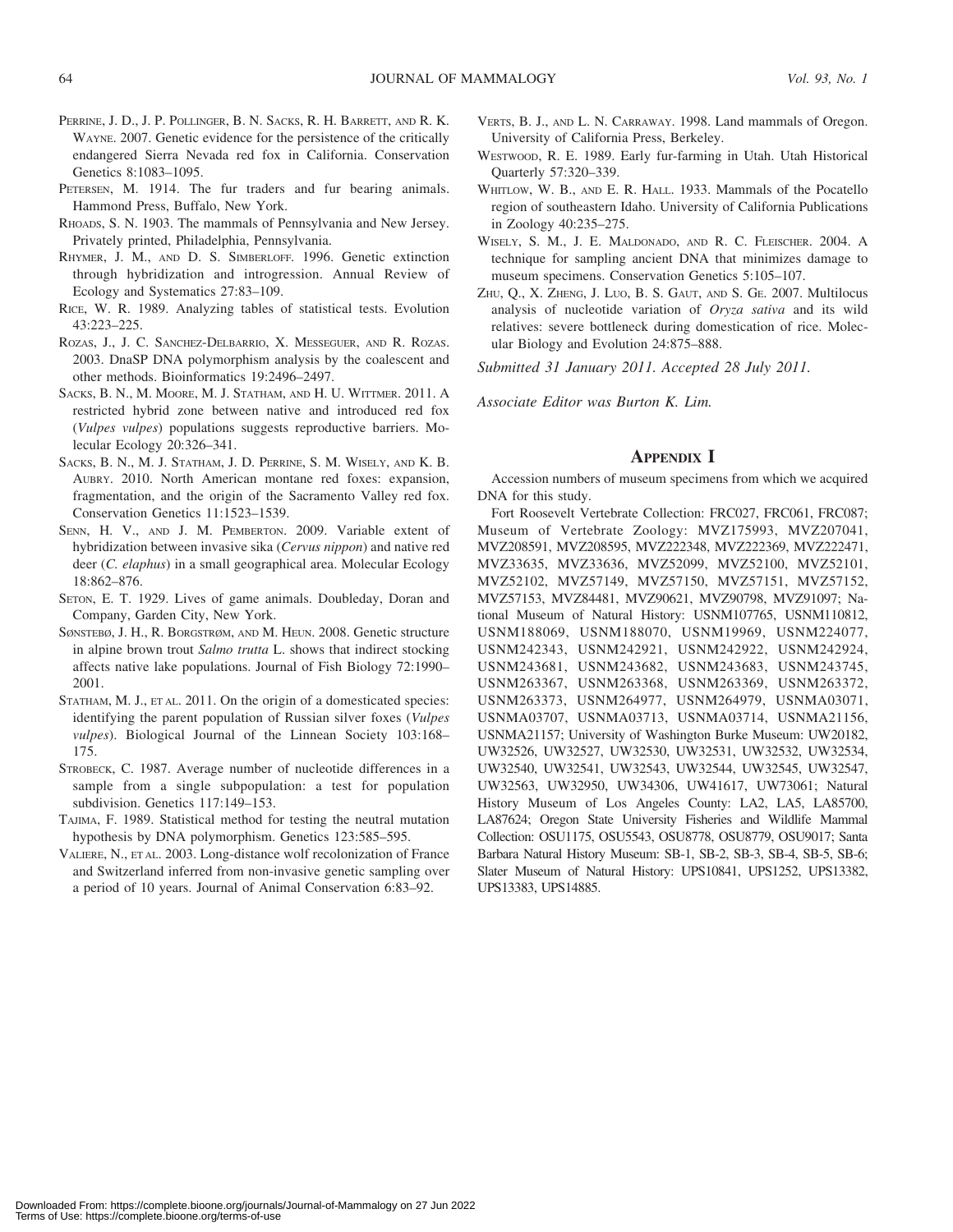PERRINE, J. D., J. P. POLLINGER, B. N. SACKS, R. H. BARRETT, AND R. K. WAYNE. 2007. Genetic evidence for the persistence of the critically endangered Sierra Nevada red fox in California. Conservation Genetics 8:1083–1095.

PETERSEN, M. 1914. The fur traders and fur bearing animals. Hammond Press, Buffalo, New York.

RHOADS, S. N. 1903. The mammals of Pennsylvania and New Jersey. Privately printed, Philadelphia, Pennsylvania.

RHYMER, J. M., AND D. S. SIMBERLOFF. 1996. Genetic extinction through hybridization and introgression. Annual Review of Ecology and Systematics 27:83–109.

RICE, W. R. 1989. Analyzing tables of statistical tests. Evolution 43:223–225.

ROZAS, J., J. C. SANCHEZ-DELBARRIO, X. MESSEGUER, AND R. ROZAS. 2003. DnaSP DNA polymorphism analysis by the coalescent and other methods. Bioinformatics 19:2496–2497.

SACKS, B. N., M. MOORE, M. J. STATHAM, AND H. U. WITTMER. 2011. A restricted hybrid zone between native and introduced red fox (*Vulpes vulpes*) populations suggests reproductive barriers. Molecular Ecology 20:326–341.

SACKS, B. N., M. J. STATHAM, J. D. PERRINE, S. M. WISELY, AND K. B. AUBRY. 2010. North American montane red foxes: expansion, fragmentation, and the origin of the Sacramento Valley red fox. Conservation Genetics 11:1523–1539.

SENN, H. V., AND J. M. PEMBERTON. 2009. Variable extent of hybridization between invasive sika (*Cervus nippon*) and native red deer (*C. elaphus*) in a small geographical area. Molecular Ecology 18:862–876.

SETON, E. T. 1929. Lives of game animals. Doubleday, Doran and Company, Garden City, New York.

SØNSTEBØ, J. H., R. BORGSTRØM, AND M. HEUN. 2008. Genetic structure in alpine brown trout *Salmo trutta* L. shows that indirect stocking affects native lake populations. Journal of Fish Biology 72:1990–2001.

STATHAM, M. J., ET AL. 2011. On the origin of a domesticated species: identifying the parent population of Russian silver foxes (*Vulpes vulpes*). Biological Journal of the Linnean Society 103:168–175.

STROBECK, C. 1987. Average number of nucleotide differences in a sample from a single subpopulation: a test for population subdivision. Genetics 117:149–153.

TAJIMA, F. 1989. Statistical method for testing the neutral mutation hypothesis by DNA polymorphism. Genetics 123:585–595.

VALIERE, N., ET AL. 2003. Long-distance wolf recolonization of France and Switzerland inferred from non-invasive genetic sampling over a period of 10 years. Journal of Animal Conservation 6:83–92.

VERTS, B. J., AND L. N. CARRAWAY. 1998. Land mammals of Oregon. University of California Press, Berkeley.

WESTWOOD, R. E. 1989. Early fur-farming in Utah. Utah Historical Quarterly 57:320–339.

WHITLOW, W. B., AND E. R. HALL. 1933. Mammals of the Pocatello region of southeastern Idaho. University of California Publications in Zoology 40:235–275.

WISELY, S. M., J. E. MALDONADO, AND R. C. FLEISCHER. 2004. A technique for sampling ancient DNA that minimizes damage to museum specimens. Conservation Genetics 5:105–107.

ZHU, Q., X. ZHENG, J. LUO, B. S. GAUT, AND S. GE. 2007. Multilocus analysis of nucleotide variation of *Oryza sativa* and its wild relatives: severe bottleneck during domestication of rice. Molecular Biology and Evolution 24:875–888.

*Submitted 31 January 2011. Accepted 28 July 2011.*

*Associate Editor was Burton K. Lim.*

## APPENDIX I

Accession numbers of museum specimens from which we acquired DNA for this study.

Fort Roosevelt Vertebrate Collection: FRC027, FRC061, FRC087; Museum of Vertebrate Zoology: MVZ175993, MVZ207041, MVZ208591, MVZ208595, MVZ222348, MVZ222369, MVZ222471, MVZ33635, MVZ33636, MVZ52099, MVZ52100, MVZ52101, MVZ52102, MVZ57149, MVZ57150, MVZ57151, MVZ57152, MVZ57153, MVZ84481, MVZ90621, MVZ90798, MVZ91097; National Museum of Natural History: USNM107765, USNM110812, USNM188069, USNM188070, USNM19969, USNM224077, USNM242343, USNM242921, USNM242922, USNM242924, USNM243681, USNM243682, USNM243683, USNM243745, USNM263367, USNM263368, USNM263369, USNM263372, USNM263373, USNM264977, USNM264979, USNMA03071, USNMA03707, USNMA03713, USNMA03714, USNMA21156, USNMA21157; University of Washington Burke Museum: UW20182, UW32526, UW32527, UW32530, UW32531, UW32532, UW32534, UW32540, UW32541, UW32543, UW32544, UW32545, UW32547, UW32563, UW32950, UW34306, UW41617, UW73061; Natural History Museum of Los Angeles County: LA2, LA5, LA85700, LA87624; Oregon State University Fisheries and Wildlife Mammal Collection: OSU1175, OSU5543, OSU8778, OSU8779, OSU9017; Santa Barbara Natural History Museum: SB-1, SB-2, SB-3, SB-4, SB-5, SB-6; Slater Museum of Natural History: UPS10841, UPS1252, UPS13382, UPS13383, UPS14885.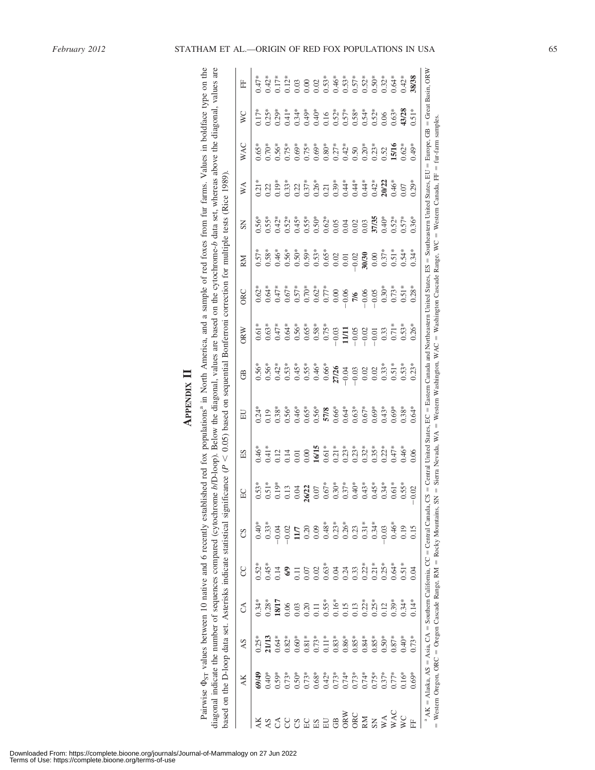# APPENDIX II

Pairwise $\Phi_{ST}$ values between 10 native and 6 recently established red fox populations[a] in North America, and a sample of red foxes from fur farms. Values in boldface type on the diagonal indicate the number of sequences compared (cytochrome *b*/D-loop). Below the diagonal, values are based on the cytochrome-*b* data set, whereas above the diagonal, values are based on the D-loop data set. Asterisks indicate statistical significance ($P < 0.05$) based on sequential Bonferroni correction for multiple tests (Rice 1989).

| | AK | AS | CA | CC | CS | EC | ES | EU | GB | ORW | ORC | RM | SN | WA | WAC | WC | FF |
|---|---|---|---|---|---|---|---|---|---|---|---|---|---|---|---|---|---|
| AK | **69/49** | 0.25* | 0.34* | 0.52* | 0.40* | 0.53* | 0.46* | 0.24* | 0.56* | 0.61* | 0.62* | 0.57* | 0.56* | 0.21* | 0.65* | 0.17* | 0.47* |
| AS | 0.40* | **21/13** | 0.28* | 0.45* | 0.33* | 0.51* | 0.41* | 0.19 | 0.56* | 0.63* | 0.64* | 0.58* | 0.55* | 0.22 | 0.70* | 0.25* | 0.42* |
| CA | 0.59* | 0.64* | **18/17** | 0.14 | −0.04 | 0.19* | 0.12 | 0.38* | 0.42* | 0.47* | 0.47* | 0.46* | 0.42* | 0.19* | 0.56* | 0.29* | 0.17* |
| CC | 0.73* | 0.82* | 0.06 | **6/9** | −0.02 | 0.13 | 0.14 | 0.56* | 0.53* | 0.64* | 0.67* | 0.56* | 0.52* | 0.33* | 0.75* | 0.41* | 0.12* |
| CS | 0.50* | 0.60* | 0.03 | 0.11 | **11/7** | 0.04 | 0.01 | 0.46* | 0.45* | 0.56* | 0.57* | 0.50* | 0.45* | 0.22 | 0.69* | 0.34* | 0.03 |
| EC | 0.73* | 0.81* | 0.20 | 0.07 | 0.20 | **26/22** | 0.00 | 0.65* | 0.55* | 0.65* | 0.70* | 0.59* | 0.55* | 0.37* | 0.75* | 0.49* | 0.00 |
| ES | 0.68* | 0.73* | 0.11 | 0.02 | 0.09 | 0.07 | **16/15** | 0.56* | 0.46* | 0.58* | 0.62* | 0.53* | 0.50* | 0.26* | 0.69* | 0.40* | 0.02 |
| EU | 0.42* | 0.11* | 0.55* | 0.63* | 0.48* | 0.67* | 0.61* | **57/8** | 0.66* | 0.75* | 0.77* | 0.65* | 0.62* | 0.21 | 0.80* | 0.16 | 0.53* |
| GB | 0.73* | 0.83* | 0.16* | 0.04 | 0.23* | 0.30* | 0.21* | 0.66* | **27/26** | −0.03 | 0.00 | 0.02 | 0.05 | 0.39* | 0.27* | 0.52* | 0.46* |
| ORW | 0.74* | 0.86* | 0.15 | 0.24 | 0.26* | 0.37* | 0.23* | 0.64* | −0.04 | **11/11** | −0.06 | 0.01 | 0.04 | 0.44* | 0.42* | 0.57* | 0.53* |
| ORC | 0.73* | 0.85* | 0.13 | 0.33 | 0.23 | 0.40* | 0.23* | 0.63* | −0.03 | −0.05 | **7/6** | −0.02 | 0.02 | 0.44* | 0.50 | 0.58* | 0.57* |
| RM | 0.74* | 0.84* | 0.22* | 0.22* | 0.31* | 0.43* | 0.32* | 0.67* | 0.02 | −0.02 | −0.06 | **30/30** | 0.03 | 0.44* | 0.20* | 0.54* | 0.52* |
| SN | 0.75* | 0.85* | 0.25* | 0.21* | 0.34* | 0.45* | 0.35* | 0.69* | 0.02 | −0.01 | −0.05 | 0.00 | **37/35** | 0.42* | 0.23* | 0.52* | 0.50* |
| WA | 0.37* | 0.50* | 0.12 | 0.25* | −0.03 | 0.34* | 0.22* | 0.43* | 0.33* | 0.33 | 0.30* | 0.37* | 0.40* | **20/22** | 0.52 | 0.06 | 0.32* |
| WAC | 0.77* | 0.87* | 0.39* | 0.64* | 0.46* | 0.61* | 0.47* | 0.69* | 0.51* | 0.71* | 0.73* | 0.51* | 0.52* | 0.46* | **15/16** | 0.63* | 0.64* |
| WC | 0.16* | 0.40* | 0.34* | 0.51* | 0.19 | 0.55* | 0.46* | 0.38* | 0.53* | 0.53* | 0.51* | 0.54* | 0.57* | 0.07 | 0.62* | **43/28** | 0.42* |
| FF | 0.69* | 0.73* | 0.14* | 0.04 | 0.15 | −0.02 | 0.06 | 0.64* | 0.23* | 0.26* | 0.28* | 0.34* | 0.36* | 0.29* | 0.49* | 0.51* | **38/38** |

[a] AK = Alaska, AS = Asia, CA = Southern California, CC = Central Canada, CS = Central United States, EC = Eastern Canada and Northeastern United States, ES = Southeastern United States, EU = Europe, GB = Great Basin, ORW = Western Oregon, ORC = Oregon Cascade Range, RM = Rocky Mountains, SN = Sierra Nevada, WA = Western Washington, WAC = Washington Cascade Range, WC = Western Canada, FF = fur-farm samples.